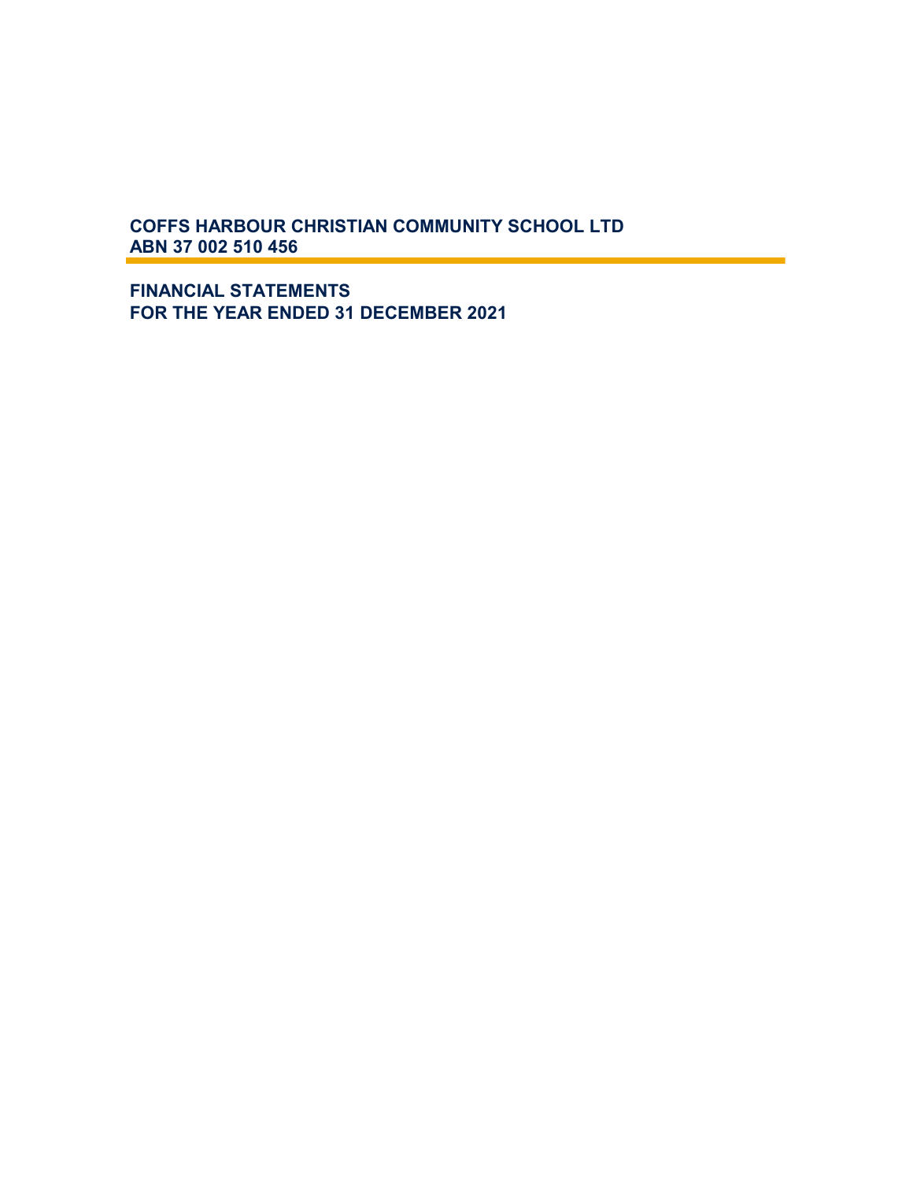# COFFS HARBOUR CHRISTIAN COMMUNITY SCHOOL LTD
## ABN 37 002 510 456

## FINANCIAL STATEMENTS
## FOR THE YEAR ENDED 31 DECEMBER 2021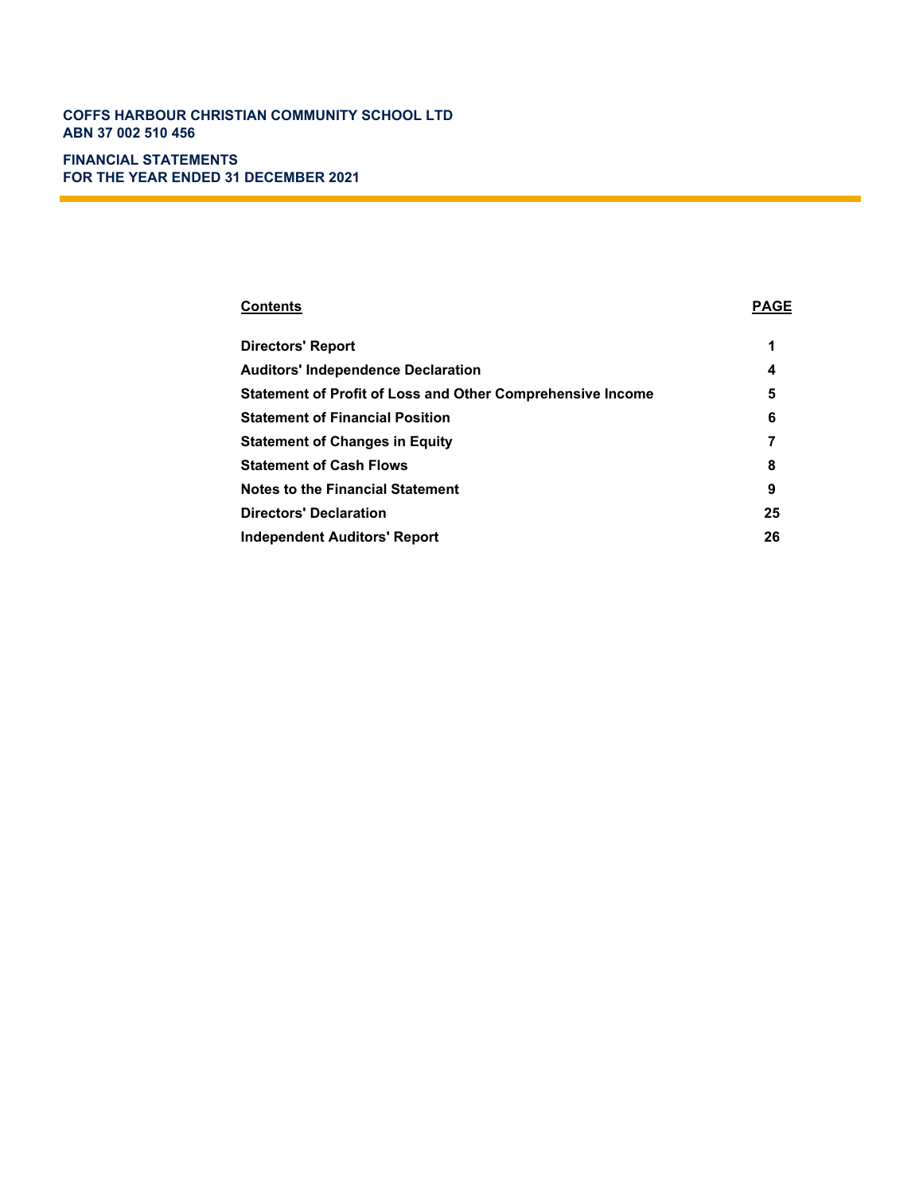**COFFS HARBOUR CHRISTIAN COMMUNITY SCHOOL LTD**
**ABN 37 002 510 456**

**FINANCIAL STATEMENTS**
**FOR THE YEAR ENDED 31 DECEMBER 2021**

| Contents | PAGE |
| --- | --- |
| **Directors' Report** | **1** |
| **Auditors' Independence Declaration** | **4** |
| **Statement of Profit of Loss and Other Comprehensive Income** | **5** |
| **Statement of Financial Position** | **6** |
| **Statement of Changes in Equity** | **7** |
| **Statement of Cash Flows** | **8** |
| **Notes to the Financial Statement** | **9** |
| **Directors' Declaration** | **25** |
| **Independent Auditors' Report** | **26** |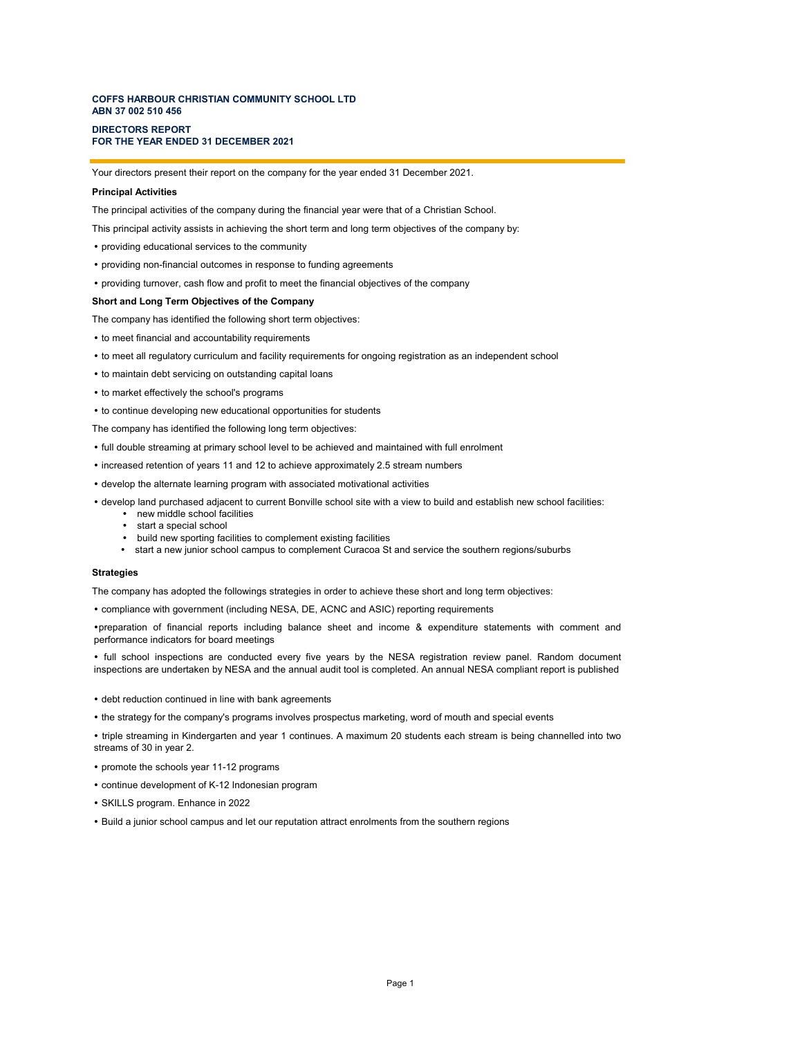**COFFS HARBOUR CHRISTIAN COMMUNITY SCHOOL LTD**
**ABN 37 002 510 456**

# DIRECTORS REPORT
## FOR THE YEAR ENDED 31 DECEMBER 2021

Your directors present their report on the company for the year ended 31 December 2021.

### Principal Activities

The principal activities of the company during the financial year were that of a Christian School.

This principal activity assists in achieving the short term and long term objectives of the company by:

- providing educational services to the community
- providing non-financial outcomes in response to funding agreements
- providing turnover, cash flow and profit to meet the financial objectives of the company

### Short and Long Term Objectives of the Company

The company has identified the following short term objectives:

- to meet financial and accountability requirements
- to meet all regulatory curriculum and facility requirements for ongoing registration as an independent school
- to maintain debt servicing on outstanding capital loans
- to market effectively the school's programs
- to continue developing new educational opportunities for students

The company has identified the following long term objectives:

- full double streaming at primary school level to be achieved and maintained with full enrolment
- increased retention of years 11 and 12 to achieve approximately 2.5 stream numbers
- develop the alternate learning program with associated motivational activities
- develop land purchased adjacent to current Bonville school site with a view to build and establish new school facilities:
  - new middle school facilities
  - start a special school
  - build new sporting facilities to complement existing facilities
  - start a new junior school campus to complement Curacoa St and service the southern regions/suburbs

### Strategies

The company has adopted the followings strategies in order to achieve these short and long term objectives:

- compliance with government (including NESA, DE, ACNC and ASIC) reporting requirements
- preparation of financial reports including balance sheet and income & expenditure statements with comment and performance indicators for board meetings
- full school inspections are conducted every five years by the NESA registration review panel. Random document inspections are undertaken by NESA and the annual audit tool is completed. An annual NESA compliant report is published
- debt reduction continued in line with bank agreements
- the strategy for the company's programs involves prospectus marketing, word of mouth and special events
- triple streaming in Kindergarten and year 1 continues. A maximum 20 students each stream is being channelled into two streams of 30 in year 2.
- promote the schools year 11-12 programs
- continue development of K-12 Indonesian program
- SKILLS program. Enhance in 2022
- Build a junior school campus and let our reputation attract enrolments from the southern regions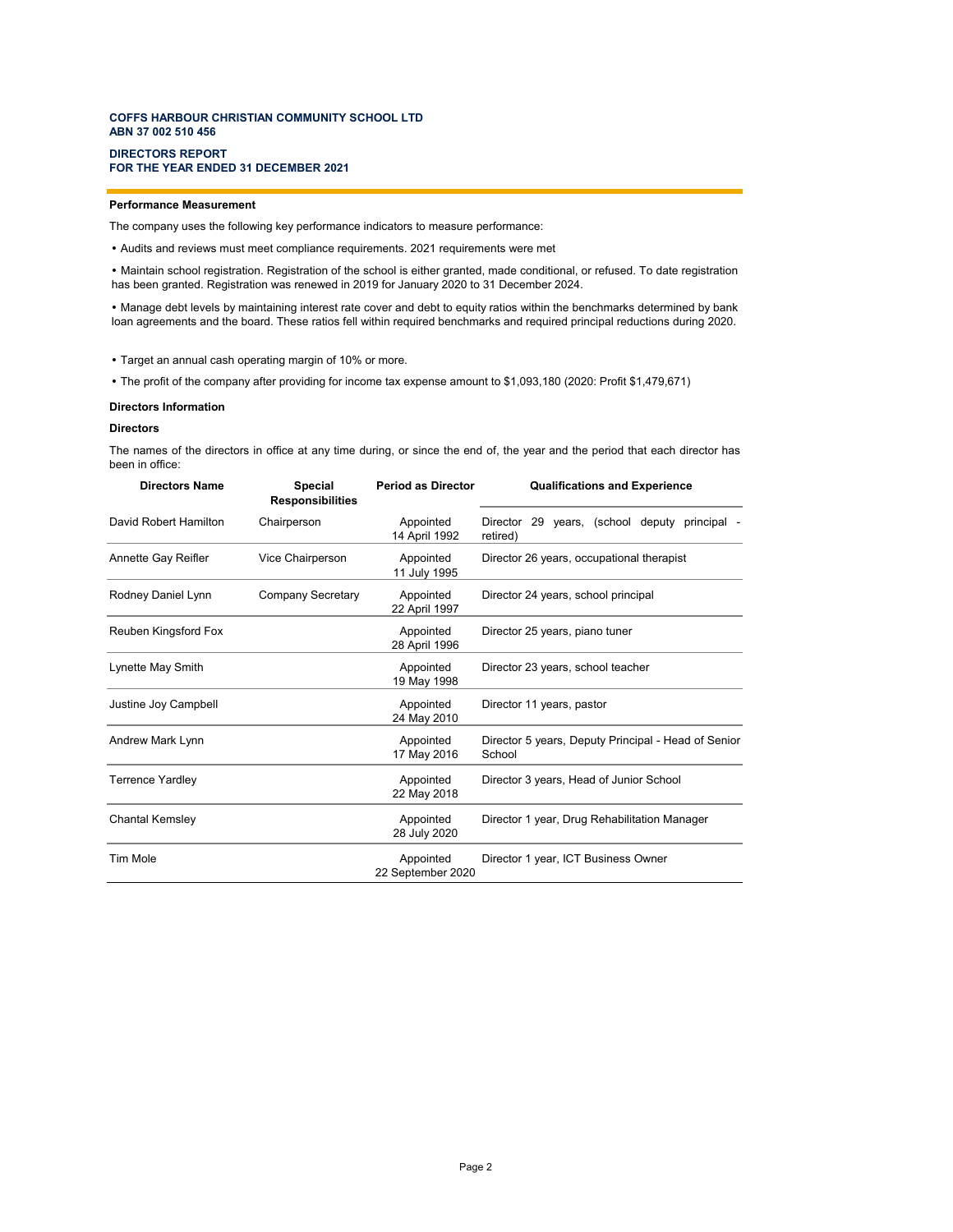**COFFS HARBOUR CHRISTIAN COMMUNITY SCHOOL LTD**
**ABN 37 002 510 456**

**DIRECTORS REPORT**
**FOR THE YEAR ENDED 31 DECEMBER 2021**

**Performance Measurement**

The company uses the following key performance indicators to measure performance:

- Audits and reviews must meet compliance requirements. 2021 requirements were met
- Maintain school registration. Registration of the school is either granted, made conditional, or refused. To date registration has been granted. Registration was renewed in 2019 for January 2020 to 31 December 2024.
- Manage debt levels by maintaining interest rate cover and debt to equity ratios within the benchmarks determined by bank loan agreements and the board. These ratios fell within required benchmarks and required principal reductions during 2020.
- Target an annual cash operating margin of 10% or more.
- The profit of the company after providing for income tax expense amount to $1,093,180 (2020: Profit $1,479,671)

**Directors Information**

**Directors**

The names of the directors in office at any time during, or since the end of, the year and the period that each director has been in office:

| Directors Name | Special Responsibilities | Period as Director | Qualifications and Experience |
|---|---|---|---|
| David Robert Hamilton | Chairperson | Appointed 14 April 1992 | Director 29 years, (school deputy principal - retired) |
| Annette Gay Reifler | Vice Chairperson | Appointed 11 July 1995 | Director 26 years, occupational therapist |
| Rodney Daniel Lynn | Company Secretary | Appointed 22 April 1997 | Director 24 years, school principal |
| Reuben Kingsford Fox | | Appointed 28 April 1996 | Director 25 years, piano tuner |
| Lynette May Smith | | Appointed 19 May 1998 | Director 23 years, school teacher |
| Justine Joy Campbell | | Appointed 24 May 2010 | Director 11 years, pastor |
| Andrew Mark Lynn | | Appointed 17 May 2016 | Director 5 years, Deputy Principal - Head of Senior School |
| Terrence Yardley | | Appointed 22 May 2018 | Director 3 years, Head of Junior School |
| Chantal Kemsley | | Appointed 28 July 2020 | Director 1 year, Drug Rehabilitation Manager |
| Tim Mole | | Appointed 22 September 2020 | Director 1 year, ICT Business Owner |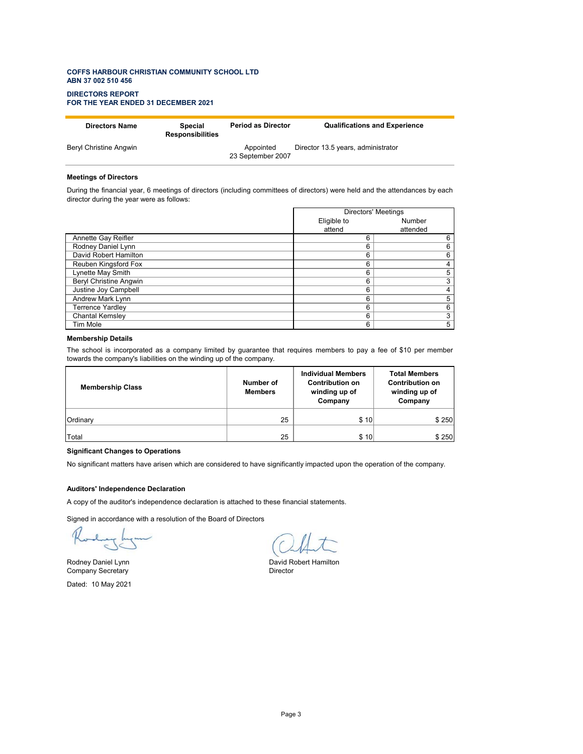**COFFS HARBOUR CHRISTIAN COMMUNITY SCHOOL LTD**
**ABN 37 002 510 456**

**DIRECTORS REPORT**
**FOR THE YEAR ENDED 31 DECEMBER 2021**

| Directors Name | Special Responsibilities | Period as Director | Qualifications and Experience |
|---|---|---|---|
| Beryl Christine Angwin | | Appointed 23 September 2007 | Director 13.5 years, administrator |

**Meetings of Directors**

During the financial year, 6 meetings of directors (including committees of directors) were held and the attendances by each director during the year were as follows:

| | Directors' Meetings | |
|---|---|---|
| | Eligible to attend | Number attended |
| Annette Gay Reifler | 6 | 6 |
| Rodney Daniel Lynn | 6 | 6 |
| David Robert Hamilton | 6 | 6 |
| Reuben Kingsford Fox | 6 | 4 |
| Lynette May Smith | 6 | 5 |
| Beryl Christine Angwin | 6 | 3 |
| Justine Joy Campbell | 6 | 4 |
| Andrew Mark Lynn | 6 | 5 |
| Terrence Yardley | 6 | 6 |
| Chantal Kemsley | 6 | 3 |
| Tim Mole | 6 | 5 |

**Membership Details**

The school is incorporated as a company limited by guarantee that requires members to pay a fee of $10 per member towards the company's liabilities on the winding up of the company.

| Membership Class | Number of Members | Individual Members Contribution on winding up of Company | Total Members Contribution on winding up of Company |
|---|---|---|---|
| Ordinary | 25 | $ 10 | $ 250 |
| Total | 25 | $ 10 | $ 250 |

**Significant Changes to Operations**

No significant matters have arisen which are considered to have significantly impacted upon the operation of the company.

**Auditors' Independence Declaration**

A copy of the auditor's independence declaration is attached to these financial statements.

Signed in accordance with a resolution of the Board of Directors

Rodney Daniel Lynn
Company Secretary

David Robert Hamilton
Director

Dated: 10 May 2021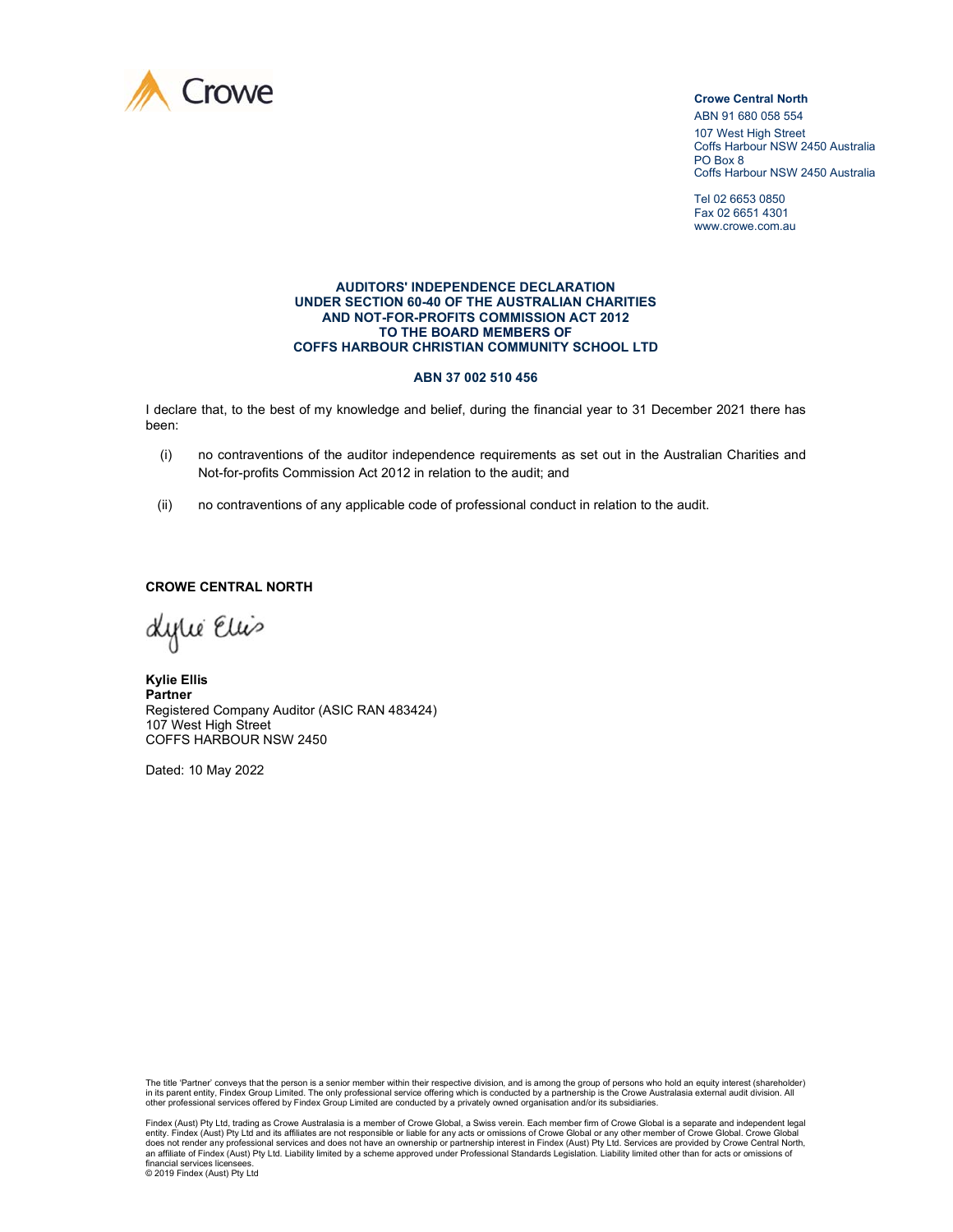Crowe

**Crowe Central North**
ABN 91 680 058 554
107 West High Street
Coffs Harbour NSW 2450 Australia
PO Box 8
Coffs Harbour NSW 2450 Australia

Tel 02 6653 0850
Fax 02 6651 4301
www.crowe.com.au

**AUDITORS' INDEPENDENCE DECLARATION**
**UNDER SECTION 60-40 OF THE AUSTRALIAN CHARITIES**
**AND NOT-FOR-PROFITS COMMISSION ACT 2012**
**TO THE BOARD MEMBERS OF**
**COFFS HARBOUR CHRISTIAN COMMUNITY SCHOOL LTD**

**ABN 37 002 510 456**

I declare that, to the best of my knowledge and belief, during the financial year to 31 December 2021 there has been:

(i) no contraventions of the auditor independence requirements as set out in the Australian Charities and Not-for-profits Commission Act 2012 in relation to the audit; and

(ii) no contraventions of any applicable code of professional conduct in relation to the audit.

**CROWE CENTRAL NORTH**

Kylie Ellis

**Kylie Ellis**
**Partner**
Registered Company Auditor (ASIC RAN 483424)
107 West High Street
COFFS HARBOUR NSW 2450

Dated: 10 May 2022

The title 'Partner' conveys that the person is a senior member within their respective division, and is among the group of persons who hold an equity interest (shareholder) in its parent entity, Findex Group Limited. The only professional service offering which is conducted by a partnership is the Crowe Australasia external audit division. All other professional services offered by Findex Group Limited are conducted by a privately owned organisation and/or its subsidiaries.

Findex (Aust) Pty Ltd, trading as Crowe Australasia is a member of Crowe Global, a Swiss verein. Each member firm of Crowe Global is a separate and independent legal entity. Findex (Aust) Pty Ltd and its affiliates are not responsible or liable for any acts or omissions of Crowe Global or any other member of Crowe Global. Crowe Global does not render any professional services and does not have an ownership or partnership interest in Findex (Aust) Pty Ltd. Services are provided by Crowe Central North, an affiliate of Findex (Aust) Pty Ltd. Liability limited by a scheme approved under Professional Standards Legislation. Liability limited other than for acts or omissions of financial services licensees.
© 2019 Findex (Aust) Pty Ltd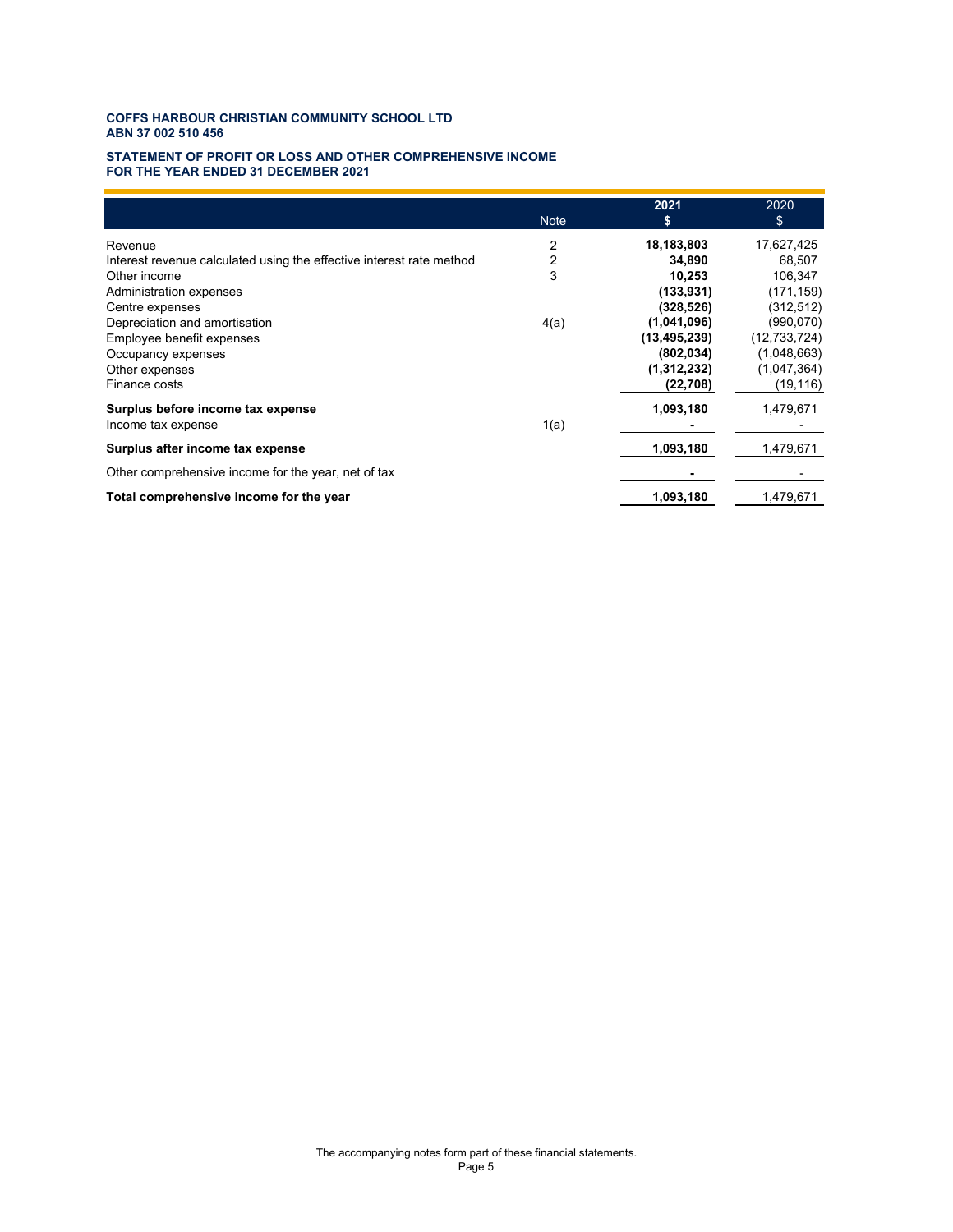**COFFS HARBOUR CHRISTIAN COMMUNITY SCHOOL LTD**
**ABN 37 002 510 456**

**STATEMENT OF PROFIT OR LOSS AND OTHER COMPREHENSIVE INCOME**
**FOR THE YEAR ENDED 31 DECEMBER 2021**

| | Note | 2021 $ | 2020 $ |
|---|---|---|---|
| Revenue | 2 | **18,183,803** | 17,627,425 |
| Interest revenue calculated using the effective interest rate method | 2 | **34,890** | 68,507 |
| Other income | 3 | **10,253** | 106,347 |
| Administration expenses | | **(133,931)** | (171,159) |
| Centre expenses | | **(328,526)** | (312,512) |
| Depreciation and amortisation | 4(a) | **(1,041,096)** | (990,070) |
| Employee benefit expenses | | **(13,495,239)** | (12,733,724) |
| Occupancy expenses | | **(802,034)** | (1,048,663) |
| Other expenses | | **(1,312,232)** | (1,047,364) |
| Finance costs | | **(22,708)** | (19,116) |
| **Surplus before income tax expense** | | **1,093,180** | 1,479,671 |
| Income tax expense | 1(a) | **-** | - |
| **Surplus after income tax expense** | | **1,093,180** | 1,479,671 |
| Other comprehensive income for the year, net of tax | | **-** | - |
| **Total comprehensive income for the year** | | **1,093,180** | 1,479,671 |

The accompanying notes form part of these financial statements.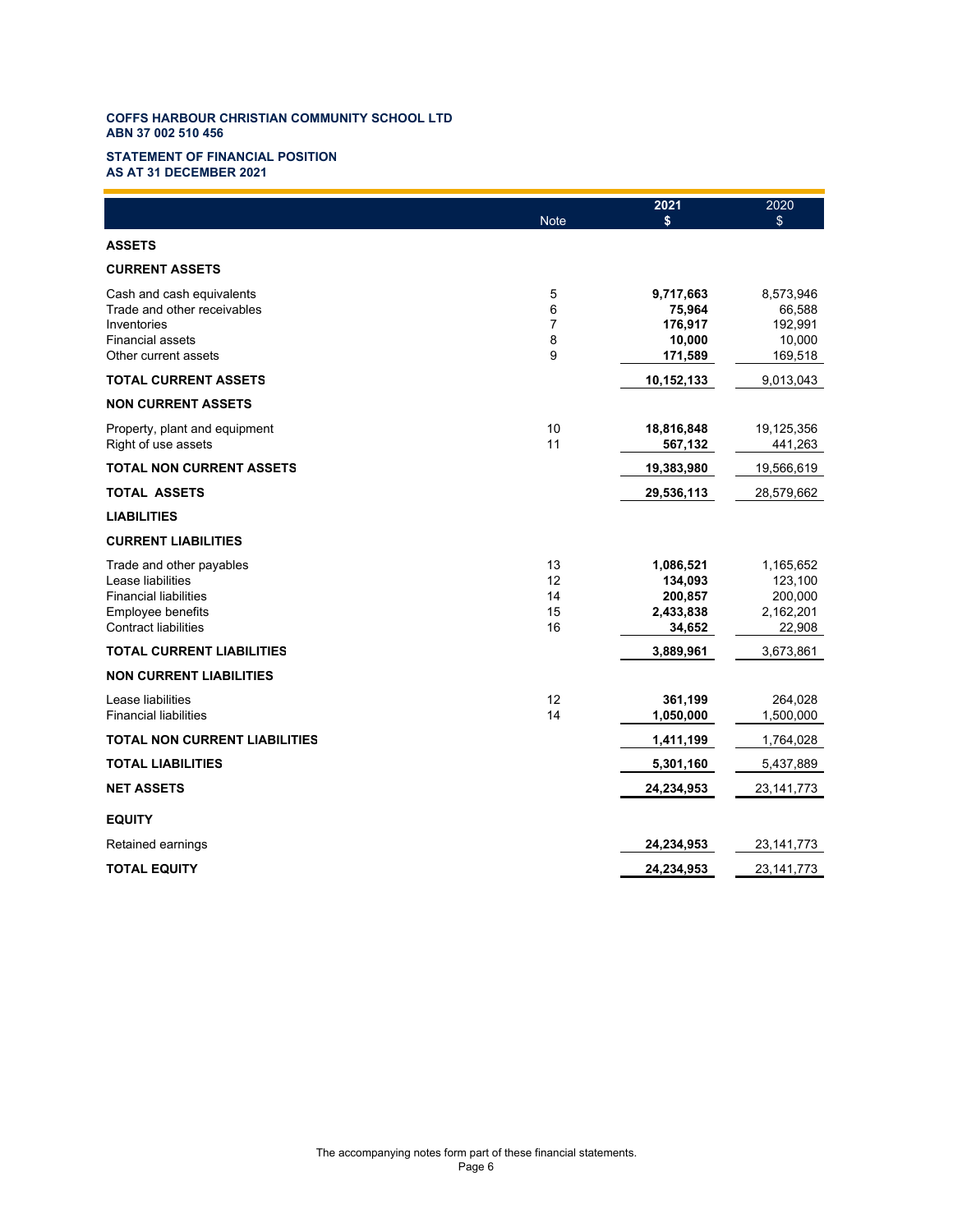**COFFS HARBOUR CHRISTIAN COMMUNITY SCHOOL LTD**
**ABN 37 002 510 456**

## STATEMENT OF FINANCIAL POSITION
## AS AT 31 DECEMBER 2021

| | Note | 2021 $ | 2020 $ |
|---|---|---|---|
| **ASSETS** | | | |
| **CURRENT ASSETS** | | | |
| Cash and cash equivalents | 5 | **9,717,663** | 8,573,946 |
| Trade and other receivables | 6 | **75,964** | 66,588 |
| Inventories | 7 | **176,917** | 192,991 |
| Financial assets | 8 | **10,000** | 10,000 |
| Other current assets | 9 | **171,589** | 169,518 |
| **TOTAL CURRENT ASSETS** | | **10,152,133** | 9,013,043 |
| **NON CURRENT ASSETS** | | | |
| Property, plant and equipment | 10 | **18,816,848** | 19,125,356 |
| Right of use assets | 11 | **567,132** | 441,263 |
| **TOTAL NON CURRENT ASSETS** | | **19,383,980** | 19,566,619 |
| **TOTAL ASSETS** | | **29,536,113** | 28,579,662 |
| **LIABILITIES** | | | |
| **CURRENT LIABILITIES** | | | |
| Trade and other payables | 13 | **1,086,521** | 1,165,652 |
| Lease liabilities | 12 | **134,093** | 123,100 |
| Financial liabilities | 14 | **200,857** | 200,000 |
| Employee benefits | 15 | **2,433,838** | 2,162,201 |
| Contract liabilities | 16 | **34,652** | 22,908 |
| **TOTAL CURRENT LIABILITIES** | | **3,889,961** | 3,673,861 |
| **NON CURRENT LIABILITIES** | | | |
| Lease liabilities | 12 | **361,199** | 264,028 |
| Financial liabilities | 14 | **1,050,000** | 1,500,000 |
| **TOTAL NON CURRENT LIABILITIES** | | **1,411,199** | 1,764,028 |
| **TOTAL LIABILITIES** | | **5,301,160** | 5,437,889 |
| **NET ASSETS** | | **24,234,953** | 23,141,773 |
| **EQUITY** | | | |
| Retained earnings | | **24,234,953** | 23,141,773 |
| **TOTAL EQUITY** | | **24,234,953** | 23,141,773 |

The accompanying notes form part of these financial statements.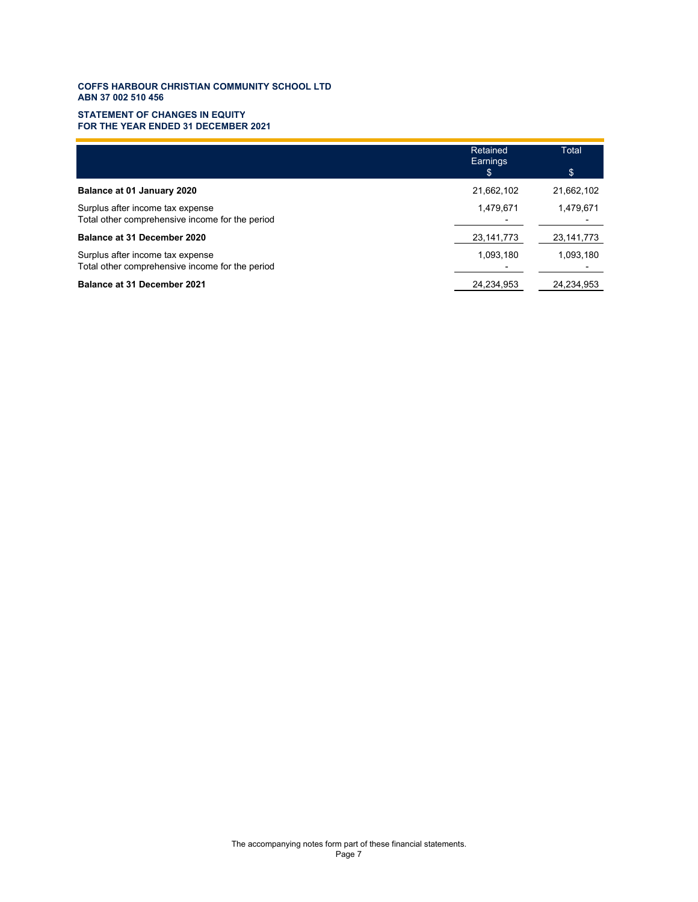**COFFS HARBOUR CHRISTIAN COMMUNITY SCHOOL LTD**
**ABN 37 002 510 456**

**STATEMENT OF CHANGES IN EQUITY**
**FOR THE YEAR ENDED 31 DECEMBER 2021**

| | Retained Earnings $ | Total $ |
|---|---|---|
| **Balance at 01 January 2020** | 21,662,102 | 21,662,102 |
| Surplus after income tax expense | 1,479,671 | 1,479,671 |
| Total other comprehensive income for the period | - | - |
| **Balance at 31 December 2020** | 23,141,773 | 23,141,773 |
| Surplus after income tax expense | 1,093,180 | 1,093,180 |
| Total other comprehensive income for the period | - | - |
| **Balance at 31 December 2021** | 24,234,953 | 24,234,953 |

The accompanying notes form part of these financial statements.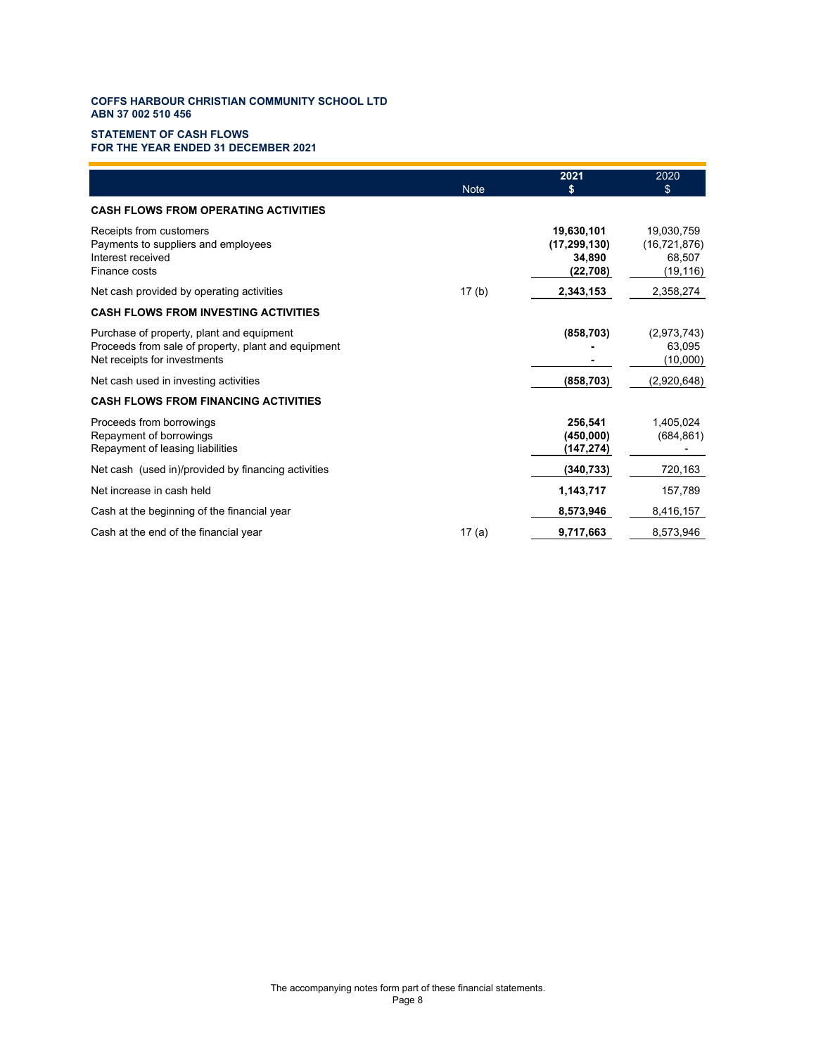**COFFS HARBOUR CHRISTIAN COMMUNITY SCHOOL LTD**
**ABN 37 002 510 456**

## STATEMENT OF CASH FLOWS
## FOR THE YEAR ENDED 31 DECEMBER 2021

| | Note | 2021 $ | 2020 $ |
|---|---|---|---|
| **CASH FLOWS FROM OPERATING ACTIVITIES** | | | |
| Receipts from customers | | **19,630,101** | 19,030,759 |
| Payments to suppliers and employees | | **(17,299,130)** | (16,721,876) |
| Interest received | | **34,890** | 68,507 |
| Finance costs | | **(22,708)** | (19,116) |
| Net cash provided by operating activities | 17 (b) | **2,343,153** | 2,358,274 |
| **CASH FLOWS FROM INVESTING ACTIVITIES** | | | |
| Purchase of property, plant and equipment | | **(858,703)** | (2,973,743) |
| Proceeds from sale of property, plant and equipment | | **-** | 63,095 |
| Net receipts for investments | | **-** | (10,000) |
| Net cash used in investing activities | | **(858,703)** | (2,920,648) |
| **CASH FLOWS FROM FINANCING ACTIVITIES** | | | |
| Proceeds from borrowings | | **256,541** | 1,405,024 |
| Repayment of borrowings | | **(450,000)** | (684,861) |
| Repayment of leasing liabilities | | **(147,274)** | - |
| Net cash (used in)/provided by financing activities | | **(340,733)** | 720,163 |
| Net increase in cash held | | **1,143,717** | 157,789 |
| Cash at the beginning of the financial year | | **8,573,946** | 8,416,157 |
| Cash at the end of the financial year | 17 (a) | **9,717,663** | 8,573,946 |

The accompanying notes form part of these financial statements.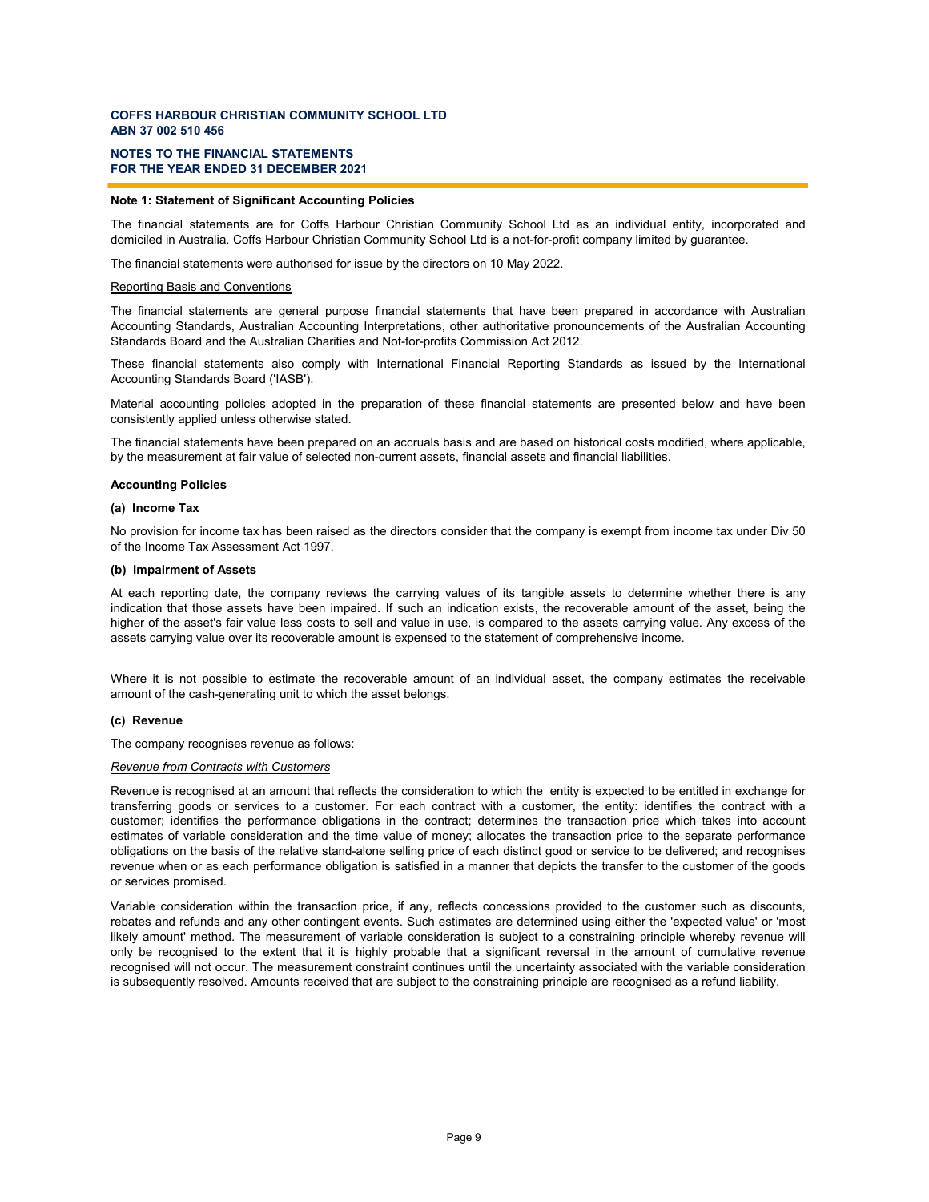## Note 1: Statement of Significant Accounting Policies

The financial statements are for Coffs Harbour Christian Community School Ltd as an individual entity, incorporated and domiciled in Australia. Coffs Harbour Christian Community School Ltd is a not-for-profit company limited by guarantee.

The financial statements were authorised for issue by the directors on 10 May 2022.

Reporting Basis and Conventions

The financial statements are general purpose financial statements that have been prepared in accordance with Australian Accounting Standards, Australian Accounting Interpretations, other authoritative pronouncements of the Australian Accounting Standards Board and the Australian Charities and Not-for-profits Commission Act 2012.

These financial statements also comply with International Financial Reporting Standards as issued by the International Accounting Standards Board ('IASB').

Material accounting policies adopted in the preparation of these financial statements are presented below and have been consistently applied unless otherwise stated.

The financial statements have been prepared on an accruals basis and are based on historical costs modified, where applicable, by the measurement at fair value of selected non-current assets, financial assets and financial liabilities.

### Accounting Policies

#### (a) Income Tax

No provision for income tax has been raised as the directors consider that the company is exempt from income tax under Div 50 of the Income Tax Assessment Act 1997.

#### (b) Impairment of Assets

At each reporting date, the company reviews the carrying values of its tangible assets to determine whether there is any indication that those assets have been impaired. If such an indication exists, the recoverable amount of the asset, being the higher of the asset's fair value less costs to sell and value in use, is compared to the assets carrying value. Any excess of the assets carrying value over its recoverable amount is expensed to the statement of comprehensive income.

Where it is not possible to estimate the recoverable amount of an individual asset, the company estimates the receivable amount of the cash-generating unit to which the asset belongs.

#### (c) Revenue

The company recognises revenue as follows:

*Revenue from Contracts with Customers*

Revenue is recognised at an amount that reflects the consideration to which the entity is expected to be entitled in exchange for transferring goods or services to a customer. For each contract with a customer, the entity: identifies the contract with a customer; identifies the performance obligations in the contract; determines the transaction price which takes into account estimates of variable consideration and the time value of money; allocates the transaction price to the separate performance obligations on the basis of the relative stand-alone selling price of each distinct good or service to be delivered; and recognises revenue when or as each performance obligation is satisfied in a manner that depicts the transfer to the customer of the goods or services promised.

Variable consideration within the transaction price, if any, reflects concessions provided to the customer such as discounts, rebates and refunds and any other contingent events. Such estimates are determined using either the 'expected value' or 'most likely amount' method. The measurement of variable consideration is subject to a constraining principle whereby revenue will only be recognised to the extent that it is highly probable that a significant reversal in the amount of cumulative revenue recognised will not occur. The measurement constraint continues until the uncertainty associated with the variable consideration is subsequently resolved. Amounts received that are subject to the constraining principle are recognised as a refund liability.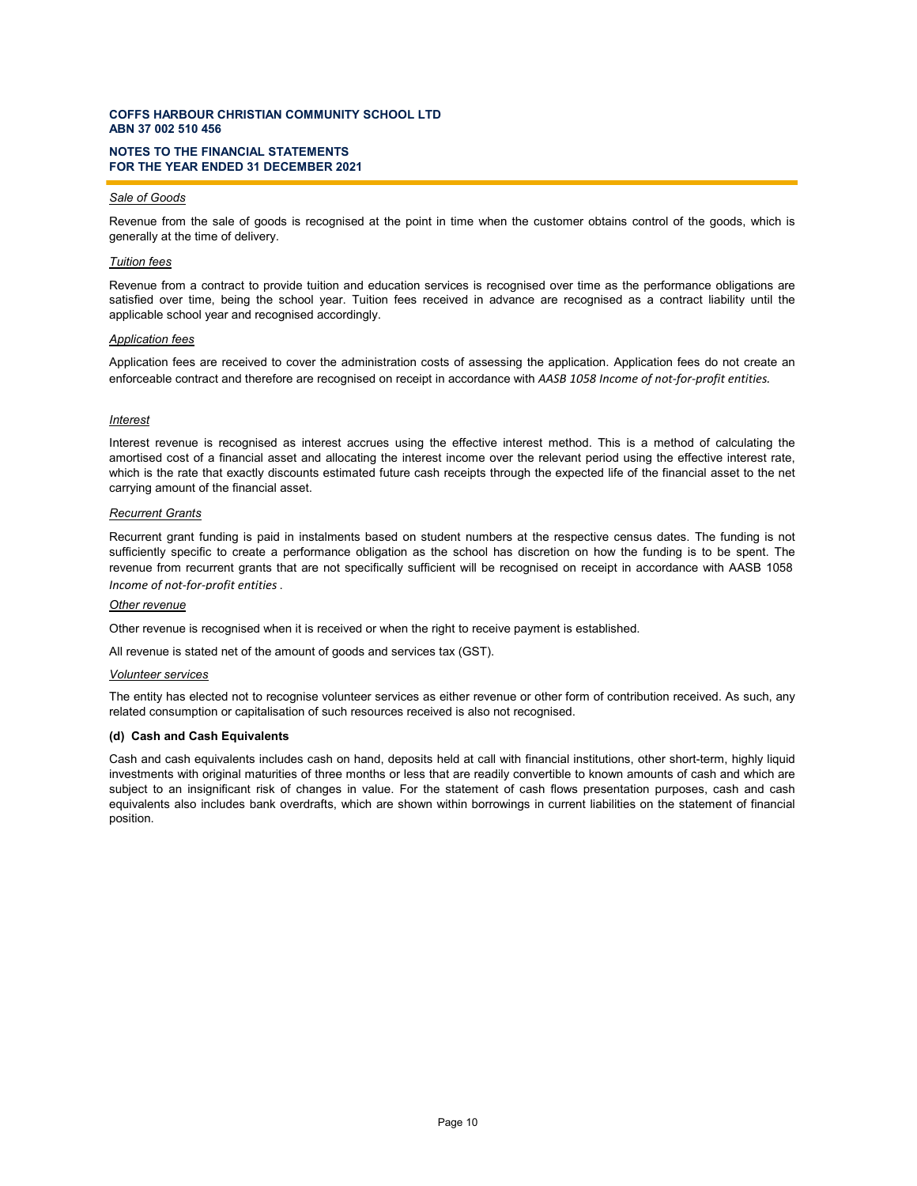*Sale of Goods*

Revenue from the sale of goods is recognised at the point in time when the customer obtains control of the goods, which is generally at the time of delivery.

*Tuition fees*

Revenue from a contract to provide tuition and education services is recognised over time as the performance obligations are satisfied over time, being the school year. Tuition fees received in advance are recognised as a contract liability until the applicable school year and recognised accordingly.

*Application fees*

Application fees are received to cover the administration costs of assessing the application. Application fees do not create an enforceable contract and therefore are recognised on receipt in accordance with *AASB 1058 Income of not-for-profit entities*.

*Interest*

Interest revenue is recognised as interest accrues using the effective interest method. This is a method of calculating the amortised cost of a financial asset and allocating the interest income over the relevant period using the effective interest rate, which is the rate that exactly discounts estimated future cash receipts through the expected life of the financial asset to the net carrying amount of the financial asset.

*Recurrent Grants*

Recurrent grant funding is paid in instalments based on student numbers at the respective census dates. The funding is not sufficiently specific to create a performance obligation as the school has discretion on how the funding is to be spent. The revenue from recurrent grants that are not specifically sufficient will be recognised on receipt in accordance with AASB 1058 *Income of not-for-profit entities* .

*Other revenue*

Other revenue is recognised when it is received or when the right to receive payment is established.

All revenue is stated net of the amount of goods and services tax (GST).

*Volunteer services*

The entity has elected not to recognise volunteer services as either revenue or other form of contribution received. As such, any related consumption or capitalisation of such resources received is also not recognised.

**(d) Cash and Cash Equivalents**

Cash and cash equivalents includes cash on hand, deposits held at call with financial institutions, other short-term, highly liquid investments with original maturities of three months or less that are readily convertible to known amounts of cash and which are subject to an insignificant risk of changes in value. For the statement of cash flows presentation purposes, cash and cash equivalents also includes bank overdrafts, which are shown within borrowings in current liabilities on the statement of financial position.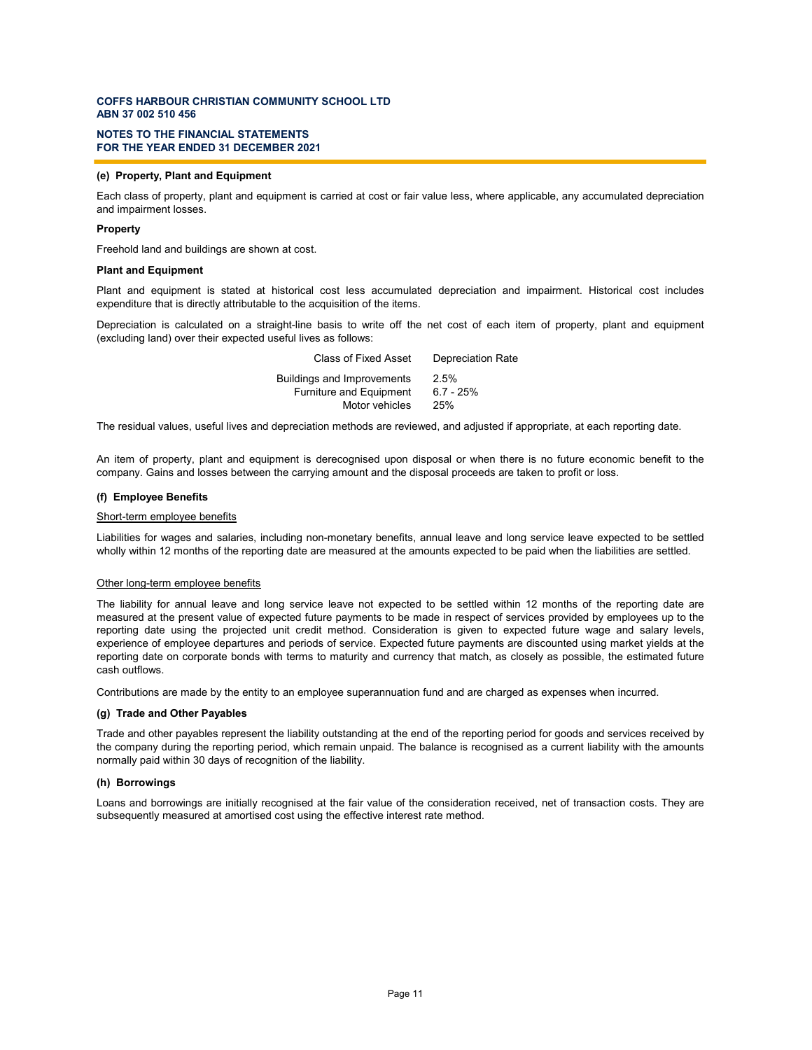### (e) Property, Plant and Equipment

Each class of property, plant and equipment is carried at cost or fair value less, where applicable, any accumulated depreciation and impairment losses.

**Property**

Freehold land and buildings are shown at cost.

**Plant and Equipment**

Plant and equipment is stated at historical cost less accumulated depreciation and impairment. Historical cost includes expenditure that is directly attributable to the acquisition of the items.

Depreciation is calculated on a straight-line basis to write off the net cost of each item of property, plant and equipment (excluding land) over their expected useful lives as follows:

| Class of Fixed Asset | Depreciation Rate |
|---|---|
| Buildings and Improvements | 2.5% |
| Furniture and Equipment | 6.7 - 25% |
| Motor vehicles | 25% |

The residual values, useful lives and depreciation methods are reviewed, and adjusted if appropriate, at each reporting date.

An item of property, plant and equipment is derecognised upon disposal or when there is no future economic benefit to the company. Gains and losses between the carrying amount and the disposal proceeds are taken to profit or loss.

### (f) Employee Benefits

Short-term employee benefits

Liabilities for wages and salaries, including non-monetary benefits, annual leave and long service leave expected to be settled wholly within 12 months of the reporting date are measured at the amounts expected to be paid when the liabilities are settled.

Other long-term employee benefits

The liability for annual leave and long service leave not expected to be settled within 12 months of the reporting date are measured at the present value of expected future payments to be made in respect of services provided by employees up to the reporting date using the projected unit credit method. Consideration is given to expected future wage and salary levels, experience of employee departures and periods of service. Expected future payments are discounted using market yields at the reporting date on corporate bonds with terms to maturity and currency that match, as closely as possible, the estimated future cash outflows.

Contributions are made by the entity to an employee superannuation fund and are charged as expenses when incurred.

### (g) Trade and Other Payables

Trade and other payables represent the liability outstanding at the end of the reporting period for goods and services received by the company during the reporting period, which remain unpaid. The balance is recognised as a current liability with the amounts normally paid within 30 days of recognition of the liability.

### (h) Borrowings

Loans and borrowings are initially recognised at the fair value of the consideration received, net of transaction costs. They are subsequently measured at amortised cost using the effective interest rate method.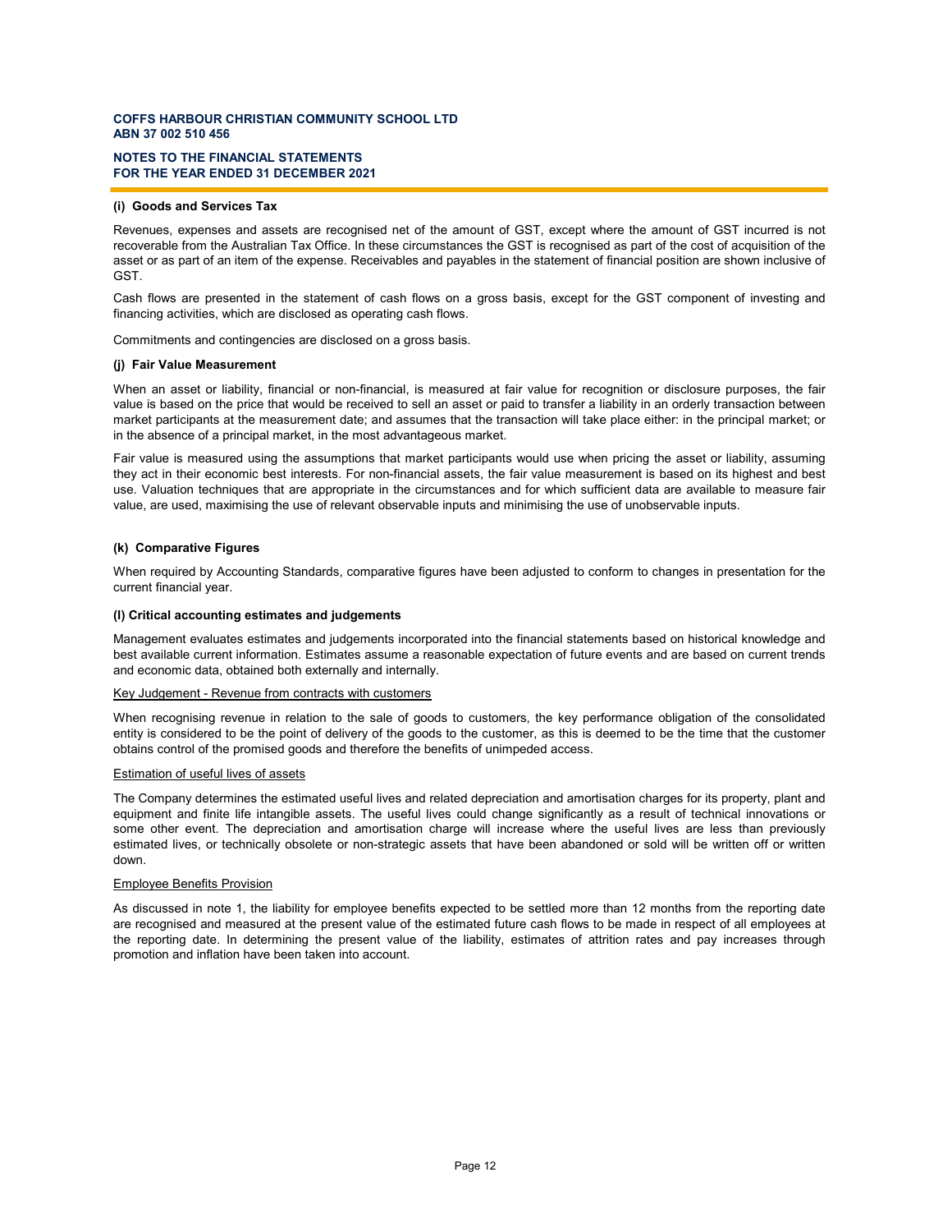#### (i) Goods and Services Tax

Revenues, expenses and assets are recognised net of the amount of GST, except where the amount of GST incurred is not recoverable from the Australian Tax Office. In these circumstances the GST is recognised as part of the cost of acquisition of the asset or as part of an item of the expense. Receivables and payables in the statement of financial position are shown inclusive of GST.

Cash flows are presented in the statement of cash flows on a gross basis, except for the GST component of investing and financing activities, which are disclosed as operating cash flows.

Commitments and contingencies are disclosed on a gross basis.

#### (j) Fair Value Measurement

When an asset or liability, financial or non-financial, is measured at fair value for recognition or disclosure purposes, the fair value is based on the price that would be received to sell an asset or paid to transfer a liability in an orderly transaction between market participants at the measurement date; and assumes that the transaction will take place either: in the principal market; or in the absence of a principal market, in the most advantageous market.

Fair value is measured using the assumptions that market participants would use when pricing the asset or liability, assuming they act in their economic best interests. For non-financial assets, the fair value measurement is based on its highest and best use. Valuation techniques that are appropriate in the circumstances and for which sufficient data are available to measure fair value, are used, maximising the use of relevant observable inputs and minimising the use of unobservable inputs.

#### (k) Comparative Figures

When required by Accounting Standards, comparative figures have been adjusted to conform to changes in presentation for the current financial year.

#### (l) Critical accounting estimates and judgements

Management evaluates estimates and judgements incorporated into the financial statements based on historical knowledge and best available current information. Estimates assume a reasonable expectation of future events and are based on current trends and economic data, obtained both externally and internally.

Key Judgement - Revenue from contracts with customers

When recognising revenue in relation to the sale of goods to customers, the key performance obligation of the consolidated entity is considered to be the point of delivery of the goods to the customer, as this is deemed to be the time that the customer obtains control of the promised goods and therefore the benefits of unimpeded access.

Estimation of useful lives of assets

The Company determines the estimated useful lives and related depreciation and amortisation charges for its property, plant and equipment and finite life intangible assets. The useful lives could change significantly as a result of technical innovations or some other event. The depreciation and amortisation charge will increase where the useful lives are less than previously estimated lives, or technically obsolete or non-strategic assets that have been abandoned or sold will be written off or written down.

Employee Benefits Provision

As discussed in note 1, the liability for employee benefits expected to be settled more than 12 months from the reporting date are recognised and measured at the present value of the estimated future cash flows to be made in respect of all employees at the reporting date. In determining the present value of the liability, estimates of attrition rates and pay increases through promotion and inflation have been taken into account.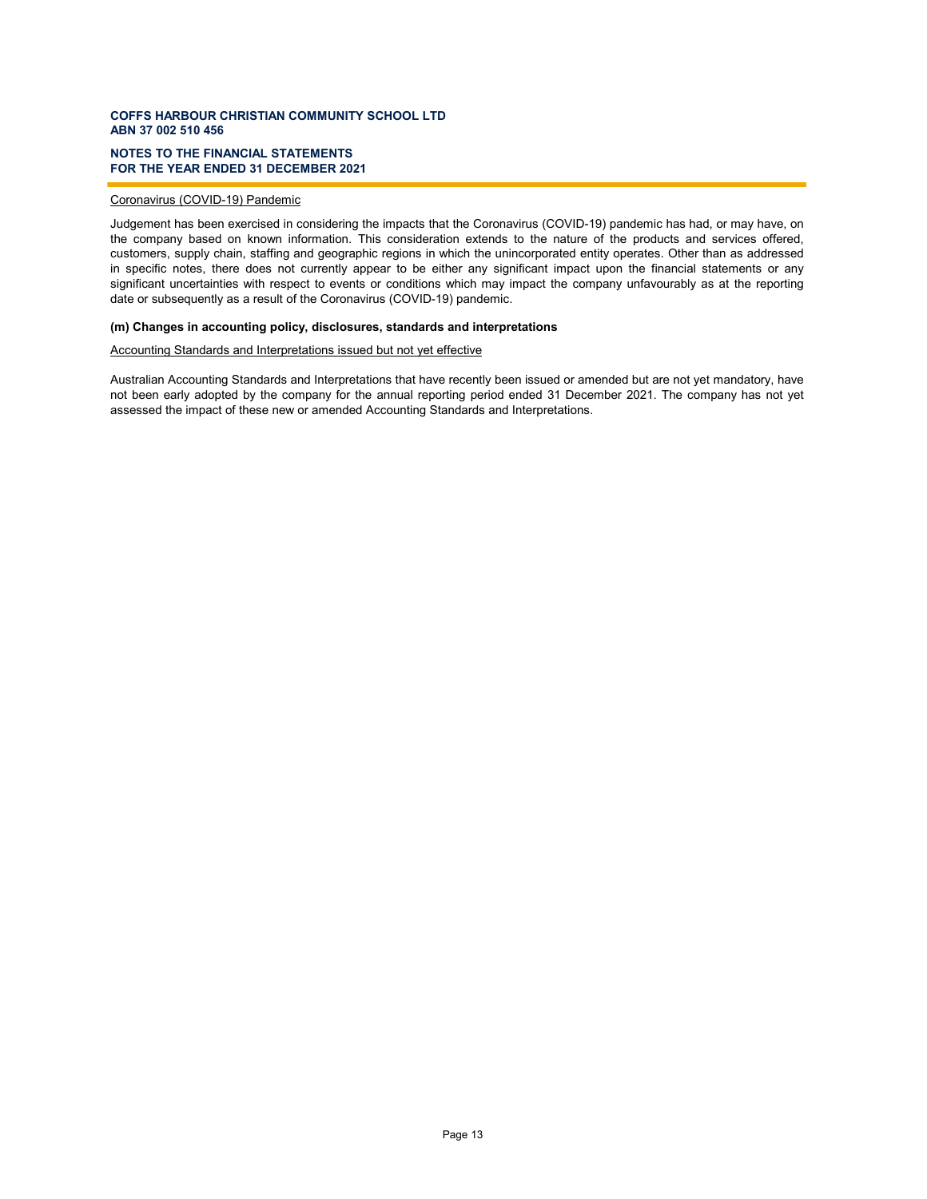Coronavirus (COVID-19) Pandemic

Judgement has been exercised in considering the impacts that the Coronavirus (COVID-19) pandemic has had, or may have, on the company based on known information. This consideration extends to the nature of the products and services offered, customers, supply chain, staffing and geographic regions in which the unincorporated entity operates. Other than as addressed in specific notes, there does not currently appear to be either any significant impact upon the financial statements or any significant uncertainties with respect to events or conditions which may impact the company unfavourably as at the reporting date or subsequently as a result of the Coronavirus (COVID-19) pandemic.

**(m) Changes in accounting policy, disclosures, standards and interpretations**

Accounting Standards and Interpretations issued but not yet effective

Australian Accounting Standards and Interpretations that have recently been issued or amended but are not yet mandatory, have not been early adopted by the company for the annual reporting period ended 31 December 2021. The company has not yet assessed the impact of these new or amended Accounting Standards and Interpretations.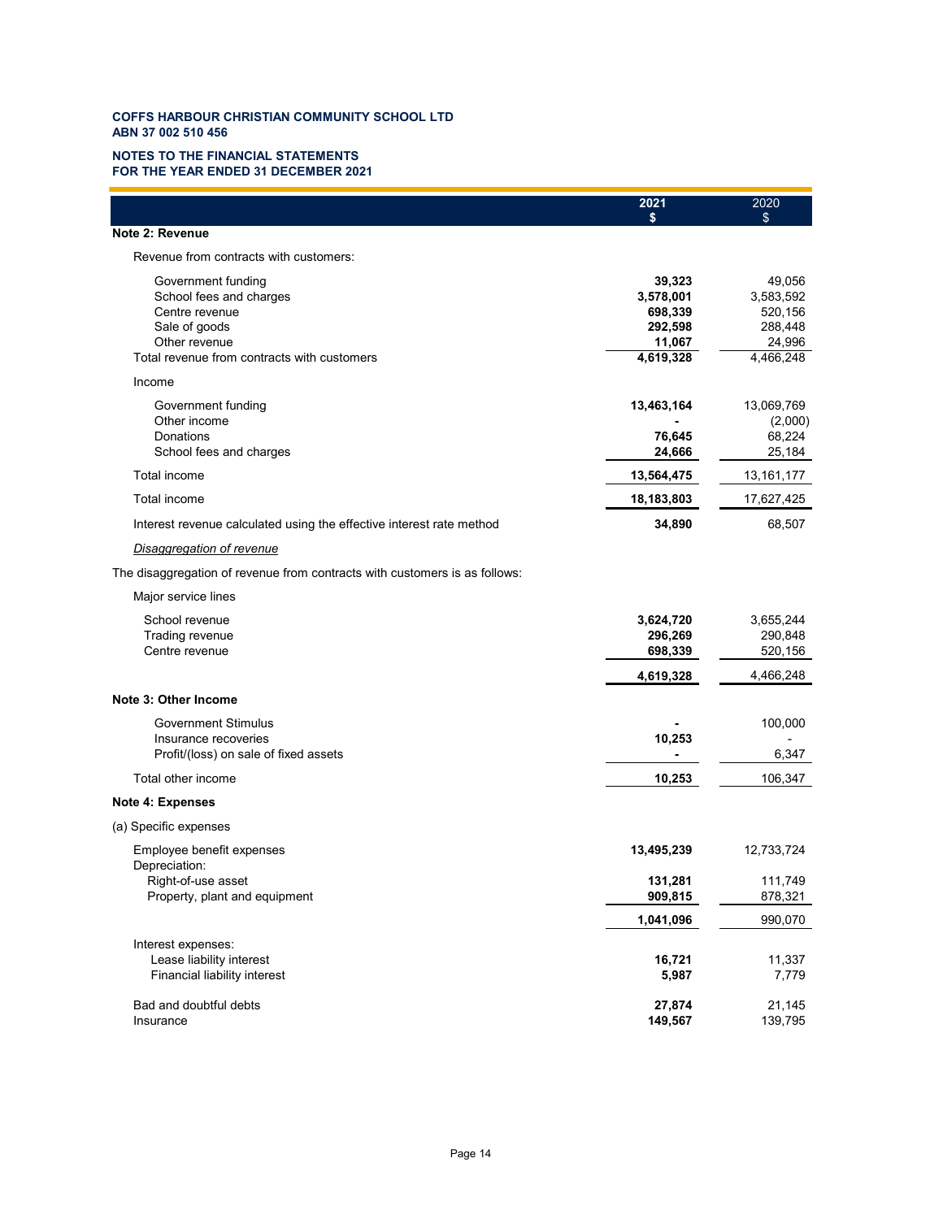COFFS HARBOUR CHRISTIAN COMMUNITY SCHOOL LTD
ABN 37 002 510 456

NOTES TO THE FINANCIAL STATEMENTS
FOR THE YEAR ENDED 31 DECEMBER 2021

| | 2021 $ | 2020 $ |
|---|---|---|
| **Note 2: Revenue** | | |
| Revenue from contracts with customers: | | |
| Government funding | **39,323** | 49,056 |
| School fees and charges | **3,578,001** | 3,583,592 |
| Centre revenue | **698,339** | 520,156 |
| Sale of goods | **292,598** | 288,448 |
| Other revenue | **11,067** | 24,996 |
| Total revenue from contracts with customers | **4,619,328** | 4,466,248 |
| Income | | |
| Government funding | **13,463,164** | 13,069,769 |
| Other income | **-** | (2,000) |
| Donations | **76,645** | 68,224 |
| School fees and charges | **24,666** | 25,184 |
| Total income | **13,564,475** | 13,161,177 |
| Total income | **18,183,803** | 17,627,425 |
| Interest revenue calculated using the effective interest rate method | **34,890** | 68,507 |

*Disaggregation of revenue*

The disaggregation of revenue from contracts with customers is as follows:

| | 2021 $ | 2020 $ |
|---|---|---|
| Major service lines | | |
| School revenue | **3,624,720** | 3,655,244 |
| Trading revenue | **296,269** | 290,848 |
| Centre revenue | **698,339** | 520,156 |
| | **4,619,328** | 4,466,248 |

| | 2021 $ | 2020 $ |
|---|---|---|
| **Note 3: Other Income** | | |
| Government Stimulus | **-** | 100,000 |
| Insurance recoveries | **10,253** | - |
| Profit/(loss) on sale of fixed assets | **-** | 6,347 |
| Total other income | **10,253** | 106,347 |

| | 2021 $ | 2020 $ |
|---|---|---|
| **Note 4: Expenses** | | |
| (a) Specific expenses | | |
| Employee benefit expenses | **13,495,239** | 12,733,724 |
| Depreciation: | | |
| Right-of-use asset | **131,281** | 111,749 |
| Property, plant and equipment | **909,815** | 878,321 |
| | **1,041,096** | 990,070 |
| Interest expenses: | | |
| Lease liability interest | **16,721** | 11,337 |
| Financial liability interest | **5,987** | 7,779 |
| Bad and doubtful debts | **27,874** | 21,145 |
| Insurance | **149,567** | 139,795 |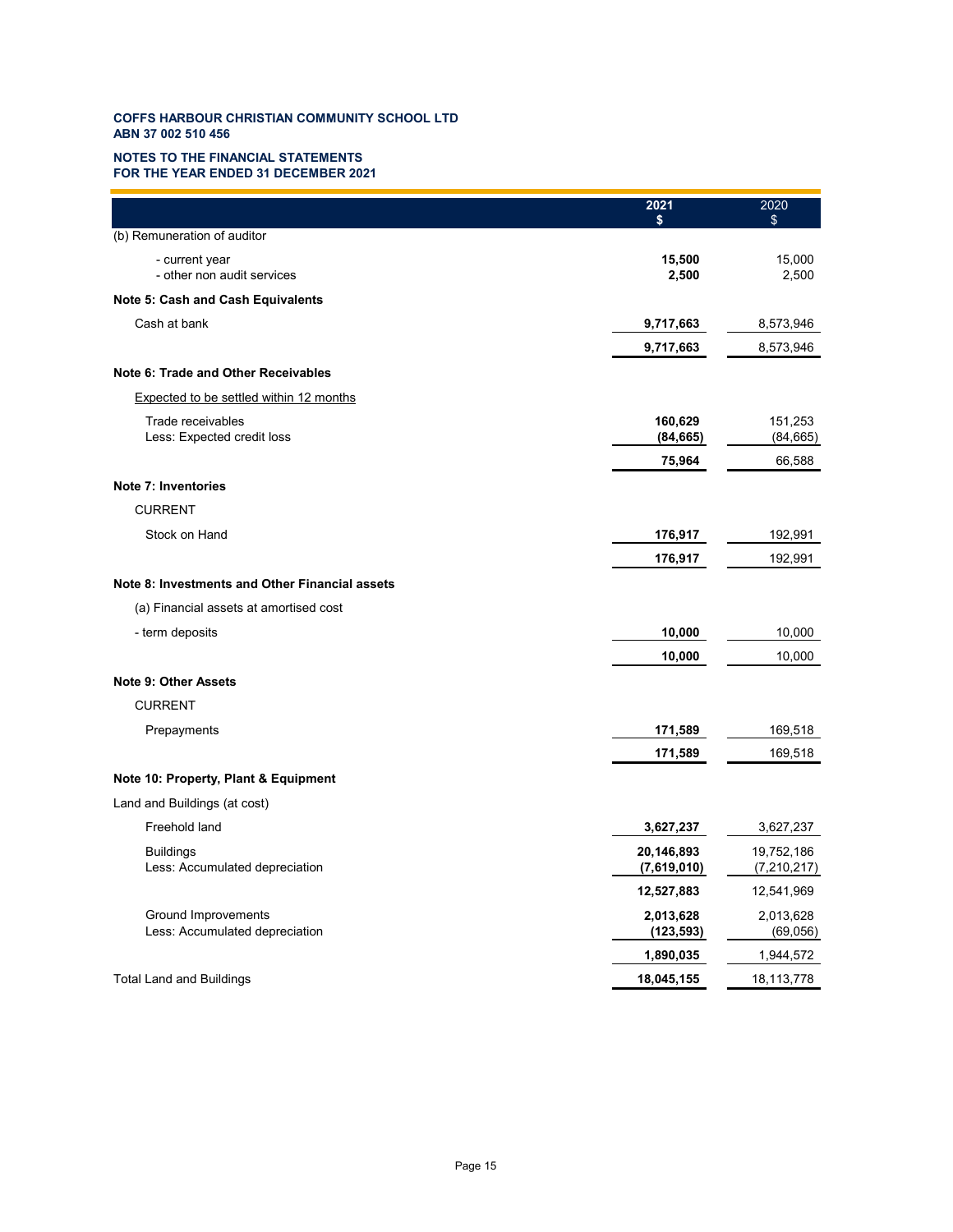**COFFS HARBOUR CHRISTIAN COMMUNITY SCHOOL LTD**
**ABN 37 002 510 456**

**NOTES TO THE FINANCIAL STATEMENTS**
**FOR THE YEAR ENDED 31 DECEMBER 2021**

| | 2021 $ | 2020 $ |
|---|---|---|
| (b) Remuneration of auditor | | |
| - current year | **15,500** | 15,000 |
| - other non audit services | **2,500** | 2,500 |
| **Note 5: Cash and Cash Equivalents** | | |
| Cash at bank | **9,717,663** | 8,573,946 |
| | **9,717,663** | 8,573,946 |
| **Note 6: Trade and Other Receivables** | | |
| Expected to be settled within 12 months | | |
| Trade receivables | **160,629** | 151,253 |
| Less: Expected credit loss | **(84,665)** | (84,665) |
| | **75,964** | 66,588 |
| **Note 7: Inventories** | | |
| CURRENT | | |
| Stock on Hand | **176,917** | 192,991 |
| | **176,917** | 192,991 |
| **Note 8: Investments and Other Financial assets** | | |
| (a) Financial assets at amortised cost | | |
| - term deposits | **10,000** | 10,000 |
| | **10,000** | 10,000 |
| **Note 9: Other Assets** | | |
| CURRENT | | |
| Prepayments | **171,589** | 169,518 |
| | **171,589** | 169,518 |
| **Note 10: Property, Plant & Equipment** | | |
| Land and Buildings (at cost) | | |
| Freehold land | **3,627,237** | 3,627,237 |
| Buildings | **20,146,893** | 19,752,186 |
| Less: Accumulated depreciation | **(7,619,010)** | (7,210,217) |
| | **12,527,883** | 12,541,969 |
| Ground Improvements | **2,013,628** | 2,013,628 |
| Less: Accumulated depreciation | **(123,593)** | (69,056) |
| | **1,890,035** | 1,944,572 |
| Total Land and Buildings | **18,045,155** | 18,113,778 |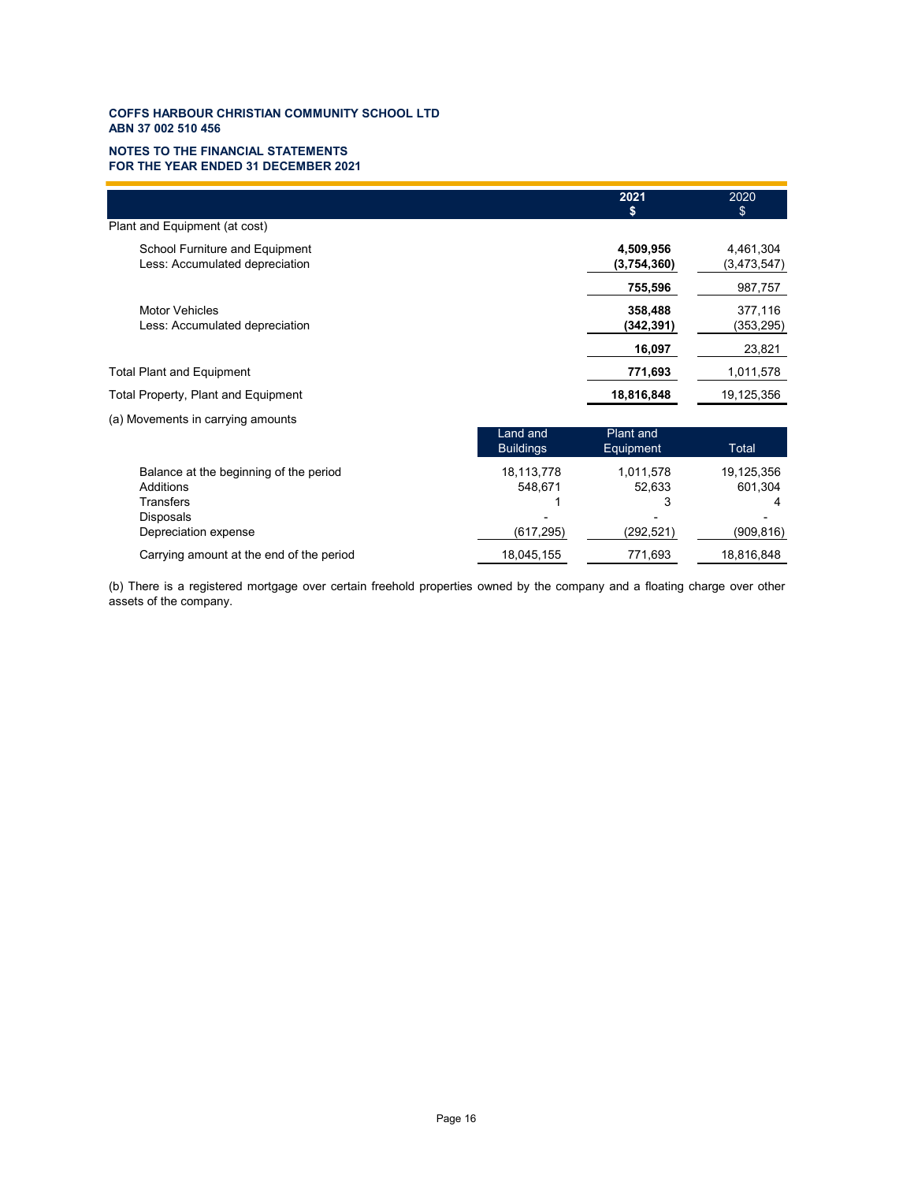**COFFS HARBOUR CHRISTIAN COMMUNITY SCHOOL LTD**
**ABN 37 002 510 456**

**NOTES TO THE FINANCIAL STATEMENTS**
**FOR THE YEAR ENDED 31 DECEMBER 2021**

| | **2021** **$** | 2020 $ |
|---|---|---|
| Plant and Equipment (at cost) | | |
| School Furniture and Equipment | **4,509,956** | 4,461,304 |
| Less: Accumulated depreciation | **(3,754,360)** | (3,473,547) |
| | **755,596** | 987,757 |
| Motor Vehicles | **358,488** | 377,116 |
| Less: Accumulated depreciation | **(342,391)** | (353,295) |
| | **16,097** | 23,821 |
| Total Plant and Equipment | **771,693** | 1,011,578 |
| Total Property, Plant and Equipment | **18,816,848** | 19,125,356 |

(a) Movements in carrying amounts

| | Land and Buildings | Plant and Equipment | Total |
|---|---|---|---|
| Balance at the beginning of the period | 18,113,778 | 1,011,578 | 19,125,356 |
| Additions | 548,671 | 52,633 | 601,304 |
| Transfers | 1 | 3 | 4 |
| Disposals | - | - | - |
| Depreciation expense | (617,295) | (292,521) | (909,816) |
| Carrying amount at the end of the period | 18,045,155 | 771,693 | 18,816,848 |

(b) There is a registered mortgage over certain freehold properties owned by the company and a floating charge over other assets of the company.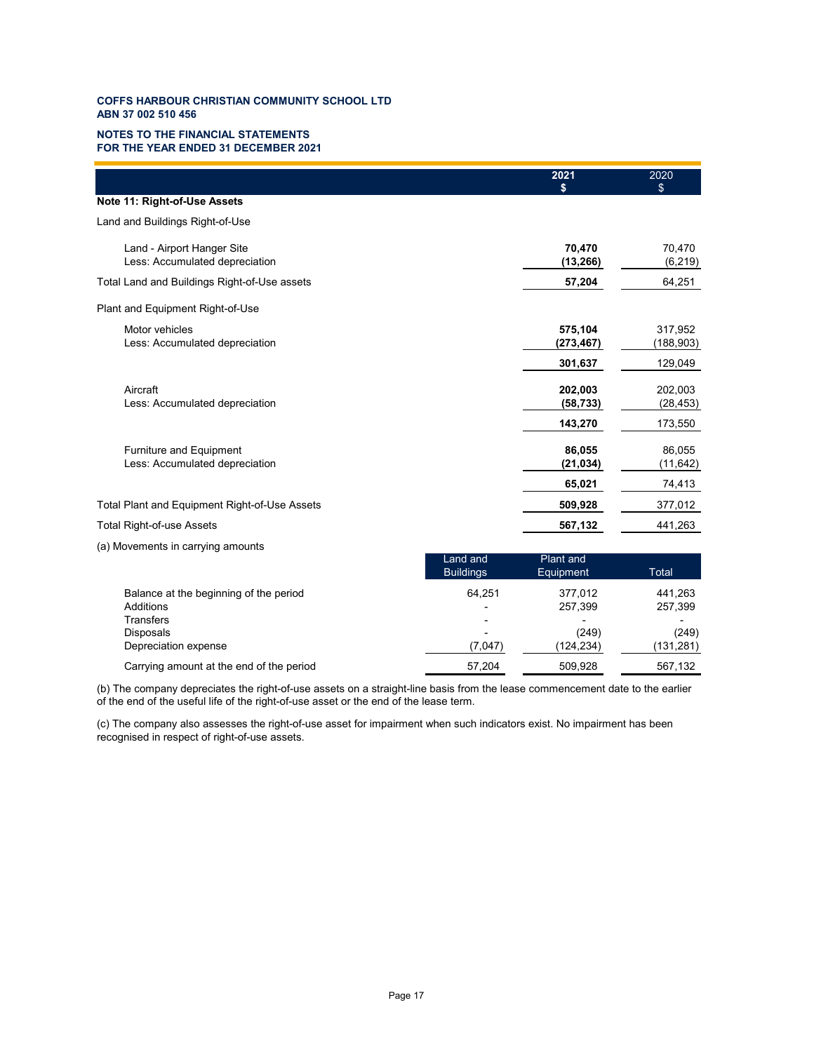**COFFS HARBOUR CHRISTIAN COMMUNITY SCHOOL LTD**
**ABN 37 002 510 456**

**NOTES TO THE FINANCIAL STATEMENTS**
**FOR THE YEAR ENDED 31 DECEMBER 2021**

## Note 11: Right-of-Use Assets

| | 2021 $ | 2020 $ |
|---|---|---|
| **Land and Buildings Right-of-Use** | | |
| Land - Airport Hanger Site | **70,470** | 70,470 |
| Less: Accumulated depreciation | **(13,266)** | (6,219) |
| Total Land and Buildings Right-of-Use assets | **57,204** | 64,251 |
| **Plant and Equipment Right-of-Use** | | |
| Motor vehicles | **575,104** | 317,952 |
| Less: Accumulated depreciation | **(273,467)** | (188,903) |
| | **301,637** | 129,049 |
| Aircraft | **202,003** | 202,003 |
| Less: Accumulated depreciation | **(58,733)** | (28,453) |
| | **143,270** | 173,550 |
| Furniture and Equipment | **86,055** | 86,055 |
| Less: Accumulated depreciation | **(21,034)** | (11,642) |
| | **65,021** | 74,413 |
| Total Plant and Equipment Right-of-Use Assets | **509,928** | 377,012 |
| Total Right-of-use Assets | **567,132** | 441,263 |

(a) Movements in carrying amounts

| | Land and Buildings | Plant and Equipment | Total |
|---|---|---|---|
| Balance at the beginning of the period | 64,251 | 377,012 | 441,263 |
| Additions | - | 257,399 | 257,399 |
| Transfers | - | - | - |
| Disposals | - | (249) | (249) |
| Depreciation expense | (7,047) | (124,234) | (131,281) |
| Carrying amount at the end of the period | 57,204 | 509,928 | 567,132 |

(b) The company depreciates the right-of-use assets on a straight-line basis from the lease commencement date to the earlier of the end of the useful life of the right-of-use asset or the end of the lease term.

(c) The company also assesses the right-of-use asset for impairment when such indicators exist. No impairment has been recognised in respect of right-of-use assets.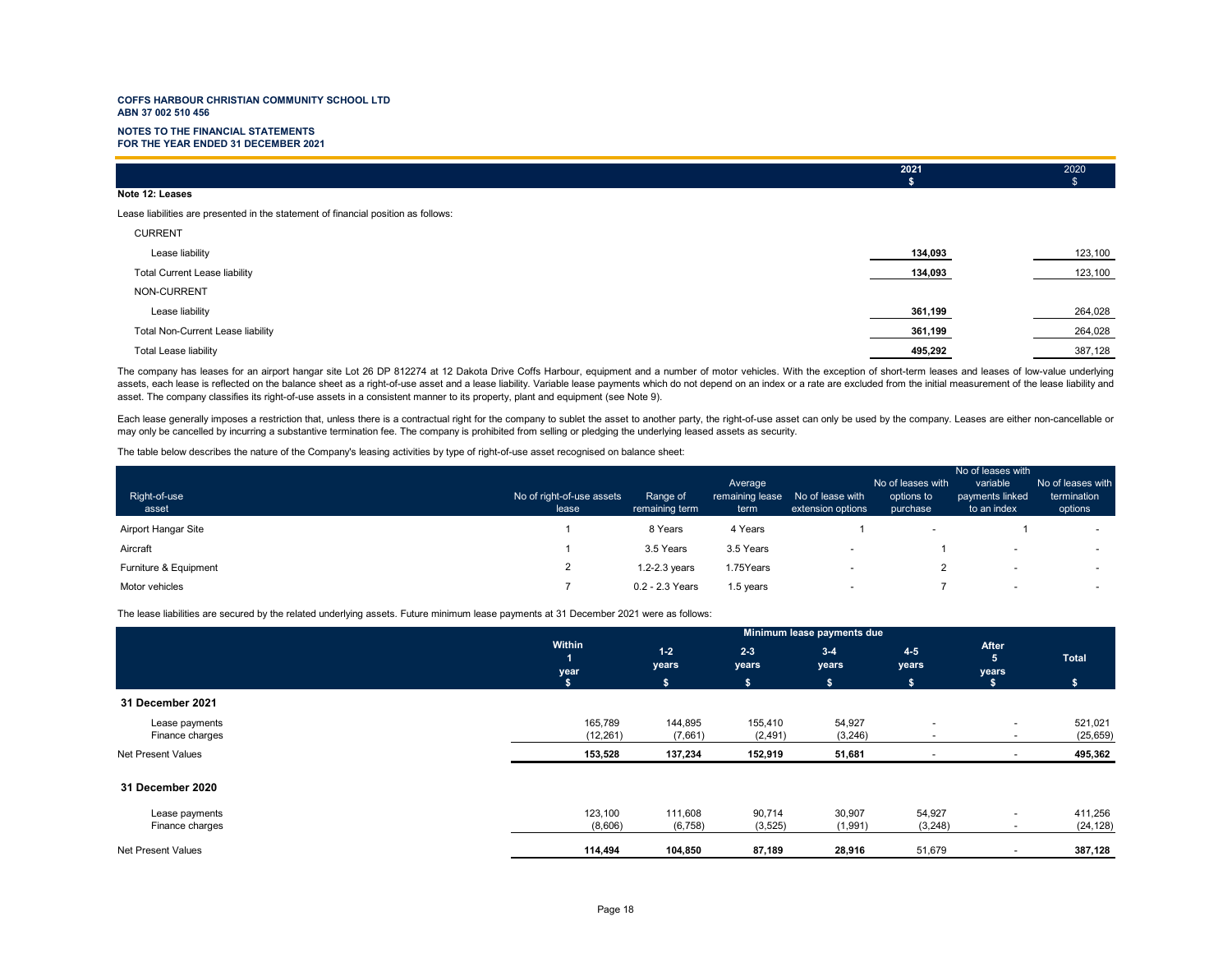**COFFS HARBOUR CHRISTIAN COMMUNITY SCHOOL LTD**
**ABN 37 002 510 456**

**NOTES TO THE FINANCIAL STATEMENTS**
**FOR THE YEAR ENDED 31 DECEMBER 2021**

## Note 12: Leases

Lease liabilities are presented in the statement of financial position as follows:

| | 2021 $ | 2020 $ |
|---|---|---|
| CURRENT | | |
| Lease liability | 134,093 | 123,100 |
| Total Current Lease liability | 134,093 | 123,100 |
| NON-CURRENT | | |
| Lease liability | 361,199 | 264,028 |
| Total Non-Current Lease liability | 361,199 | 264,028 |
| Total Lease liability | 495,292 | 387,128 |

The company has leases for an airport hangar site Lot 26 DP 812274 at 12 Dakota Drive Coffs Harbour, equipment and a number of motor vehicles. With the exception of short-term leases and leases of low-value underlying assets, each lease is reflected on the balance sheet as a right-of-use asset and a lease liability. Variable lease payments which do not depend on an index or a rate are excluded from the initial measurement of the lease liability and asset. The company classifies its right-of-use assets in a consistent manner to its property, plant and equipment (see Note 9).

Each lease generally imposes a restriction that, unless there is a contractual right for the company to sublet the asset to another party, the right-of-use asset can only be used by the company. Leases are either non-cancellable or may only be cancelled by incurring a substantive termination fee. The company is prohibited from selling or pledging the underlying leased assets as security.

The table below describes the nature of the Company's leasing activities by type of right-of-use asset recognised on balance sheet:

| Right-of-use asset | No of right-of-use assets lease | Range of remaining term | Average remaining lease term | No of lease with extension options | No of leases with options to purchase | No of leases with variable payments linked to an index | No of leases with termination options |
|---|---|---|---|---|---|---|---|
| Airport Hangar Site | 1 | 8 Years | 4 Years | 1 | - | 1 | - |
| Aircraft | 1 | 3.5 Years | 3.5 Years | - | 1 | - | - |
| Furniture & Equipment | 2 | 1.2-2.3 years | 1.75Years | - | 2 | - | - |
| Motor vehicles | 7 | 0.2 - 2.3 Years | 1.5 years | - | 7 | - | - |

The lease liabilities are secured by the related underlying assets. Future minimum lease payments at 31 December 2021 were as follows:

| | Minimum lease payments due | | | | | | |
|---|---|---|---|---|---|---|---|
| | Within 1 year $ | 1-2 years $ | 2-3 years $ | 3-4 years $ | 4-5 years $ | After 5 years $ | Total $ |
| **31 December 2021** | | | | | | | |
| Lease payments | 165,789 | 144,895 | 155,410 | 54,927 | - | - | 521,021 |
| Finance charges | (12,261) | (7,661) | (2,491) | (3,246) | - | - | (25,659) |
| Net Present Values | 153,528 | 137,234 | 152,919 | 51,681 | - | - | 495,362 |
| **31 December 2020** | | | | | | | |
| Lease payments | 123,100 | 111,608 | 90,714 | 30,907 | 54,927 | - | 411,256 |
| Finance charges | (8,606) | (6,758) | (3,525) | (1,991) | (3,248) | - | (24,128) |
| Net Present Values | 114,494 | 104,850 | 87,189 | 28,916 | 51,679 | - | 387,128 |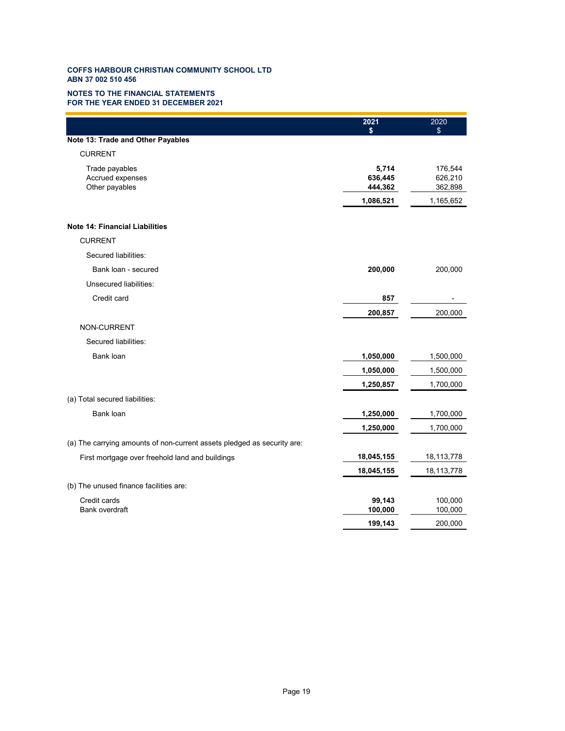**COFFS HARBOUR CHRISTIAN COMMUNITY SCHOOL LTD**
**ABN 37 002 510 456**

**NOTES TO THE FINANCIAL STATEMENTS**
**FOR THE YEAR ENDED 31 DECEMBER 2021**

| | 2021<br>$ | 2020<br>$ |
|---|---|---|
| **Note 13: Trade and Other Payables** | | |
| CURRENT | | |
| Trade payables | **5,714** | 176,544 |
| Accrued expenses | **636,445** | 626,210 |
| Other payables | **444,362** | 362,898 |
| | **1,086,521** | 1,165,652 |
| **Note 14: Financial Liabilities** | | |
| CURRENT | | |
| Secured liabilities: | | |
| Bank loan - secured | **200,000** | 200,000 |
| Unsecured liabilities: | | |
| Credit card | **857** | - |
| | **200,857** | 200,000 |
| NON-CURRENT | | |
| Secured liabilities: | | |
| Bank loan | **1,050,000** | 1,500,000 |
| | **1,050,000** | 1,500,000 |
| | **1,250,857** | 1,700,000 |
| (a) Total secured liabilities: | | |
| Bank loan | **1,250,000** | 1,700,000 |
| | **1,250,000** | 1,700,000 |
| (a) The carrying amounts of non-current assets pledged as security are: | | |
| First mortgage over freehold land and buildings | **18,045,155** | 18,113,778 |
| | **18,045,155** | 18,113,778 |
| (b) The unused finance facilities are: | | |
| Credit cards | **99,143** | 100,000 |
| Bank overdraft | **100,000** | 100,000 |
| | **199,143** | 200,000 |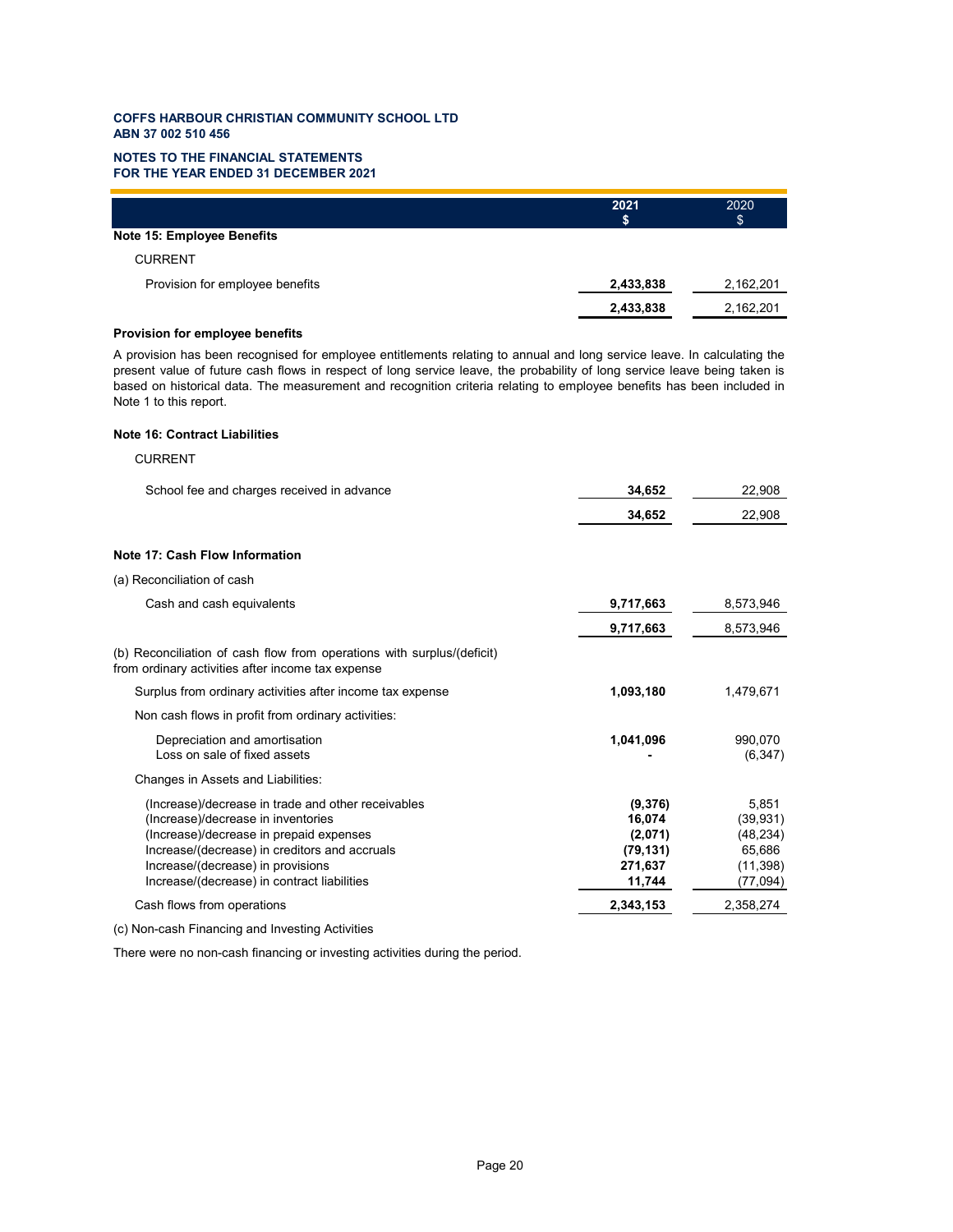**COFFS HARBOUR CHRISTIAN COMMUNITY SCHOOL LTD**
**ABN 37 002 510 456**

**NOTES TO THE FINANCIAL STATEMENTS**
**FOR THE YEAR ENDED 31 DECEMBER 2021**

| | 2021 $ | 2020 $ |
|---|---|---|
| **Note 15: Employee Benefits** | | |
| CURRENT | | |
| Provision for employee benefits | **2,433,838** | 2,162,201 |
| | **2,433,838** | 2,162,201 |

**Provision for employee benefits**

A provision has been recognised for employee entitlements relating to annual and long service leave. In calculating the present value of future cash flows in respect of long service leave, the probability of long service leave being taken is based on historical data. The measurement and recognition criteria relating to employee benefits has been included in Note 1 to this report.

**Note 16: Contract Liabilities**

| | 2021 $ | 2020 $ |
|---|---|---|
| CURRENT | | |
| School fee and charges received in advance | **34,652** | 22,908 |
| | **34,652** | 22,908 |

**Note 17: Cash Flow Information**

| | 2021 $ | 2020 $ |
|---|---|---|
| (a) Reconciliation of cash | | |
| Cash and cash equivalents | **9,717,663** | 8,573,946 |
| | **9,717,663** | 8,573,946 |
| (b) Reconciliation of cash flow from operations with surplus/(deficit) from ordinary activities after income tax expense | | |
| Surplus from ordinary activities after income tax expense | **1,093,180** | 1,479,671 |
| Non cash flows in profit from ordinary activities: | | |
| Depreciation and amortisation | **1,041,096** | 990,070 |
| Loss on sale of fixed assets | **-** | (6,347) |
| Changes in Assets and Liabilities: | | |
| (Increase)/decrease in trade and other receivables | **(9,376)** | 5,851 |
| (Increase)/decrease in inventories | **16,074** | (39,931) |
| (Increase)/decrease in prepaid expenses | **(2,071)** | (48,234) |
| Increase/(decrease) in creditors and accruals | **(79,131)** | 65,686 |
| Increase/(decrease) in provisions | **271,637** | (11,398) |
| Increase/(decrease) in contract liabilities | **11,744** | (77,094) |
| Cash flows from operations | **2,343,153** | 2,358,274 |

(c) Non-cash Financing and Investing Activities

There were no non-cash financing or investing activities during the period.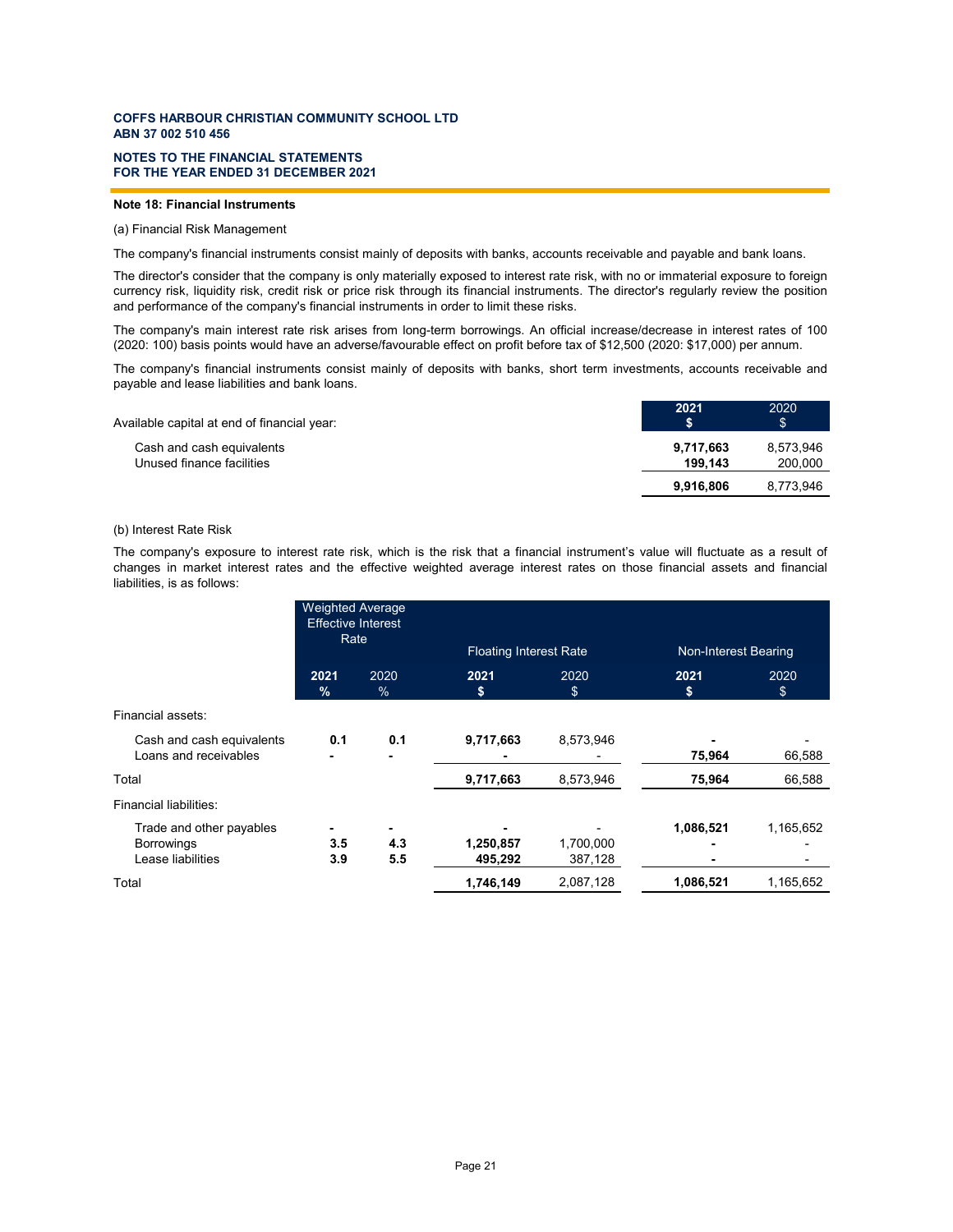## Note 18: Financial Instruments

(a) Financial Risk Management

The company's financial instruments consist mainly of deposits with banks, accounts receivable and payable and bank loans.

The director's consider that the company is only materially exposed to interest rate risk, with no or immaterial exposure to foreign currency risk, liquidity risk, credit risk or price risk through its financial instruments. The director's regularly review the position and performance of the company's financial instruments in order to limit these risks.

The company's main interest rate risk arises from long-term borrowings. An official increase/decrease in interest rates of 100 (2020: 100) basis points would have an adverse/favourable effect on profit before tax of $12,500 (2020: $17,000) per annum.

The company's financial instruments consist mainly of deposits with banks, short term investments, accounts receivable and payable and lease liabilities and bank loans.

| Available capital at end of financial year: | **2021 $** | 2020 $ |
|---|---|---|
| Cash and cash equivalents | **9,717,663** | 8,573,946 |
| Unused finance facilities | **199,143** | 200,000 |
| | **9,916,806** | 8,773,946 |

(b) Interest Rate Risk

The company's exposure to interest rate risk, which is the risk that a financial instrument's value will fluctuate as a result of changes in market interest rates and the effective weighted average interest rates on those financial assets and financial liabilities, is as follows:

| | Weighted Average Effective Interest Rate | | Floating Interest Rate | | Non-Interest Bearing | |
|---|---|---|---|---|---|---|
| | **2021 %** | 2020 % | **2021 $** | 2020 $ | **2021 $** | 2020 $ |
| Financial assets: | | | | | | |
| Cash and cash equivalents | **0.1** | **0.1** | **9,717,663** | 8,573,946 | **-** | - |
| Loans and receivables | **-** | **-** | **-** | - | **75,964** | 66,588 |
| Total | | | **9,717,663** | 8,573,946 | **75,964** | 66,588 |
| Financial liabilities: | | | | | | |
| Trade and other payables | **-** | **-** | **-** | - | **1,086,521** | 1,165,652 |
| Borrowings | **3.5** | **4.3** | **1,250,857** | 1,700,000 | **-** | - |
| Lease liabilities | **3.9** | **5.5** | **495,292** | 387,128 | **-** | - |
| Total | | | **1,746,149** | 2,087,128 | **1,086,521** | 1,165,652 |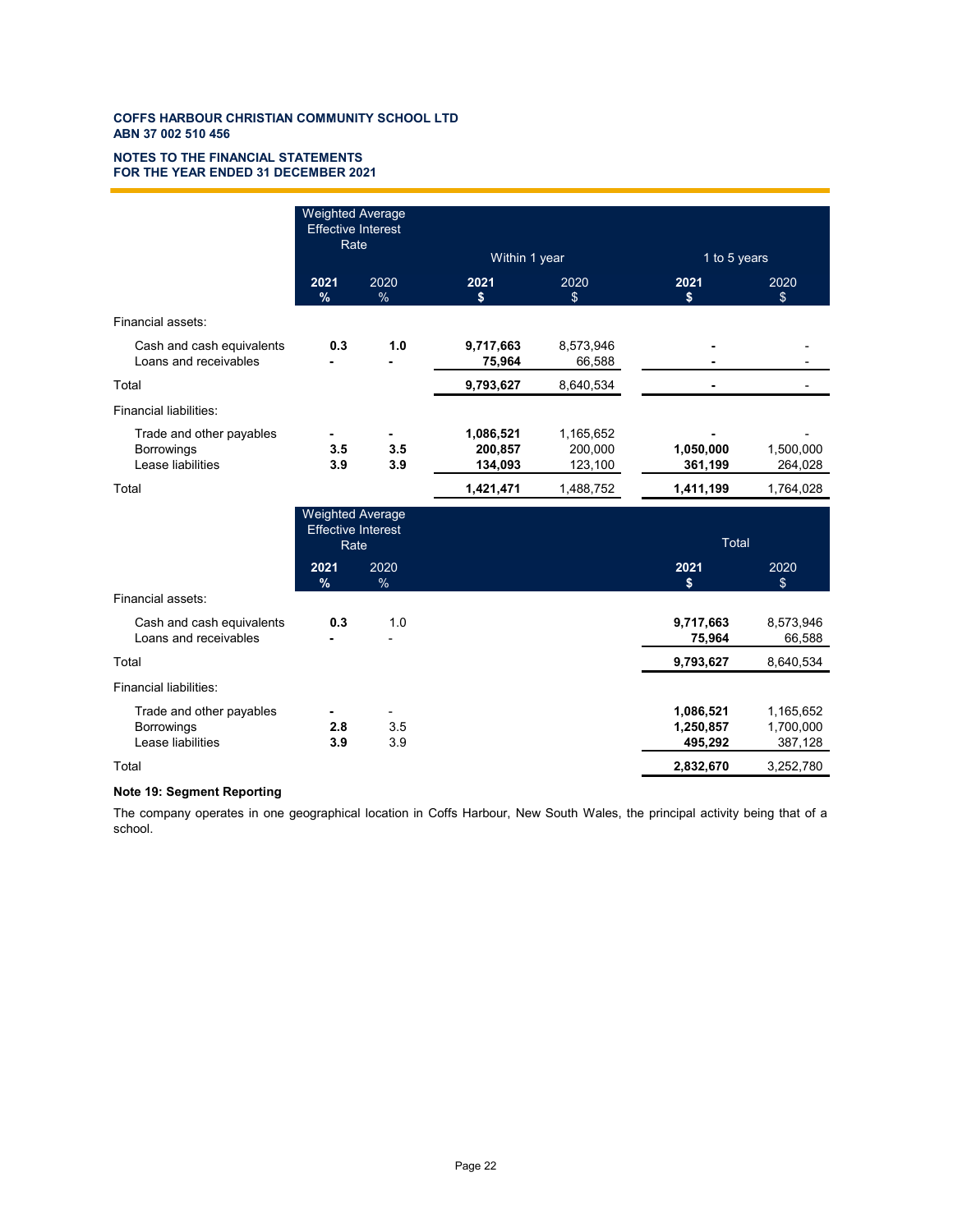**COFFS HARBOUR CHRISTIAN COMMUNITY SCHOOL LTD**
**ABN 37 002 510 456**

**NOTES TO THE FINANCIAL STATEMENTS**
**FOR THE YEAR ENDED 31 DECEMBER 2021**

| | Weighted Average Effective Interest Rate | | Within 1 year | | 1 to 5 years | |
|---|---|---|---|---|---|---|
| | **2021 %** | 2020 % | **2021 $** | 2020 $ | **2021 $** | 2020 $ |
| Financial assets: | | | | | | |
| Cash and cash equivalents | **0.3** | **1.0** | **9,717,663** | 8,573,946 | **-** | - |
| Loans and receivables | **-** | **-** | **75,964** | 66,588 | **-** | - |
| Total | | | **9,793,627** | 8,640,534 | **-** | - |
| Financial liabilities: | | | | | | |
| Trade and other payables | **-** | **-** | **1,086,521** | 1,165,652 | **-** | - |
| Borrowings | **3.5** | **3.5** | **200,857** | 200,000 | **1,050,000** | 1,500,000 |
| Lease liabilities | **3.9** | **3.9** | **134,093** | 123,100 | **361,199** | 264,028 |
| Total | | | **1,421,471** | 1,488,752 | **1,411,199** | 1,764,028 |

| | Weighted Average Effective Interest Rate | | Total | |
|---|---|---|---|---|
| | **2021 %** | 2020 % | **2021 $** | 2020 $ |
| Financial assets: | | | | |
| Cash and cash equivalents | **0.3** | 1.0 | **9,717,663** | 8,573,946 |
| Loans and receivables | **-** | - | **75,964** | 66,588 |
| Total | | | **9,793,627** | 8,640,534 |
| Financial liabilities: | | | | |
| Trade and other payables | **-** | - | **1,086,521** | 1,165,652 |
| Borrowings | **2.8** | 3.5 | **1,250,857** | 1,700,000 |
| Lease liabilities | **3.9** | 3.9 | **495,292** | 387,128 |
| Total | | | **2,832,670** | 3,252,780 |

**Note 19: Segment Reporting**

The company operates in one geographical location in Coffs Harbour, New South Wales, the principal activity being that of a school.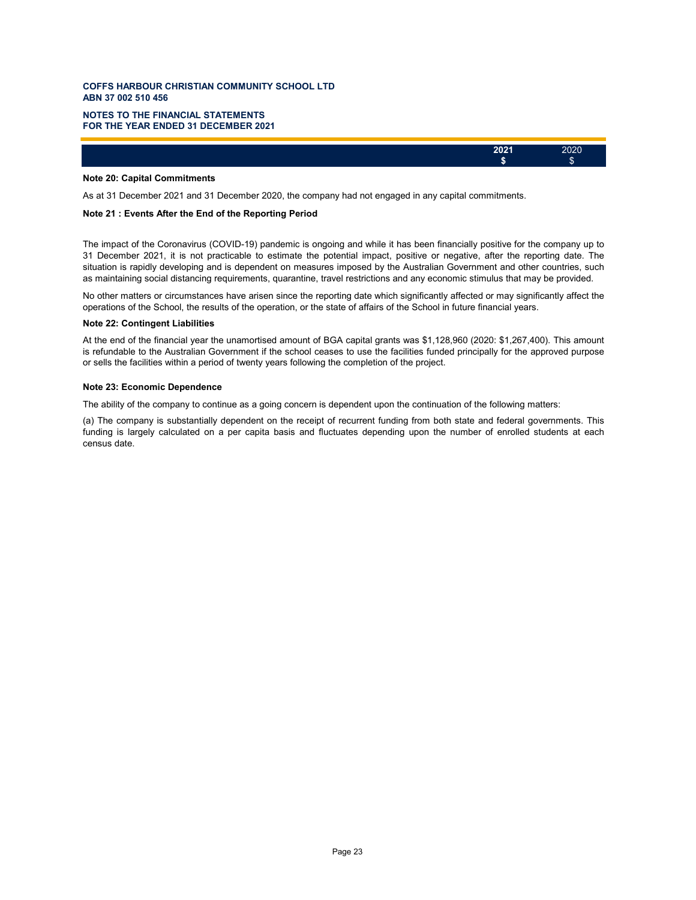COFFS HARBOUR CHRISTIAN COMMUNITY SCHOOL LTD
ABN 37 002 510 456

NOTES TO THE FINANCIAL STATEMENTS
FOR THE YEAR ENDED 31 DECEMBER 2021

| | 2021 $ | 2020 $ |
|---|---|---|

### Note 20: Capital Commitments

As at 31 December 2021 and 31 December 2020, the company had not engaged in any capital commitments.

### Note 21 : Events After the End of the Reporting Period

The impact of the Coronavirus (COVID-19) pandemic is ongoing and while it has been financially positive for the company up to 31 December 2021, it is not practicable to estimate the potential impact, positive or negative, after the reporting date. The situation is rapidly developing and is dependent on measures imposed by the Australian Government and other countries, such as maintaining social distancing requirements, quarantine, travel restrictions and any economic stimulus that may be provided.

No other matters or circumstances have arisen since the reporting date which significantly affected or may significantly affect the operations of the School, the results of the operation, or the state of affairs of the School in future financial years.

### Note 22: Contingent Liabilities

At the end of the financial year the unamortised amount of BGA capital grants was $1,128,960 (2020: $1,267,400). This amount is refundable to the Australian Government if the school ceases to use the facilities funded principally for the approved purpose or sells the facilities within a period of twenty years following the completion of the project.

### Note 23: Economic Dependence

The ability of the company to continue as a going concern is dependent upon the continuation of the following matters:

(a) The company is substantially dependent on the receipt of recurrent funding from both state and federal governments. This funding is largely calculated on a per capita basis and fluctuates depending upon the number of enrolled students at each census date.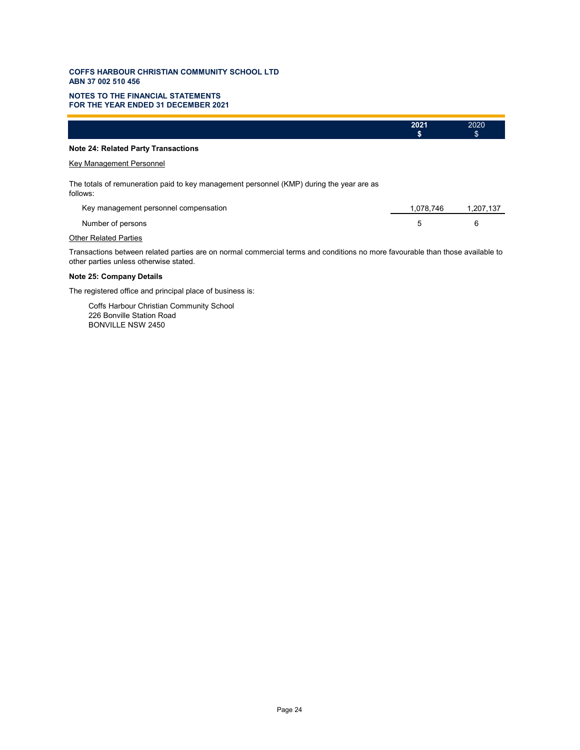**COFFS HARBOUR CHRISTIAN COMMUNITY SCHOOL LTD**
**ABN 37 002 510 456**

**NOTES TO THE FINANCIAL STATEMENTS**
**FOR THE YEAR ENDED 31 DECEMBER 2021**

| | 2021 $ | 2020 $ |
|---|---|---|

## Note 24: Related Party Transactions

Key Management Personnel

The totals of remuneration paid to key management personnel (KMP) during the year are as follows:

| | 2021 $ | 2020 $ |
|---|---|---|
| Key management personnel compensation | 1,078,746 | 1,207,137 |
| Number of persons | 5 | 6 |

Other Related Parties

Transactions between related parties are on normal commercial terms and conditions no more favourable than those available to other parties unless otherwise stated.

## Note 25: Company Details

The registered office and principal place of business is:

Coffs Harbour Christian Community School
226 Bonville Station Road
BONVILLE NSW 2450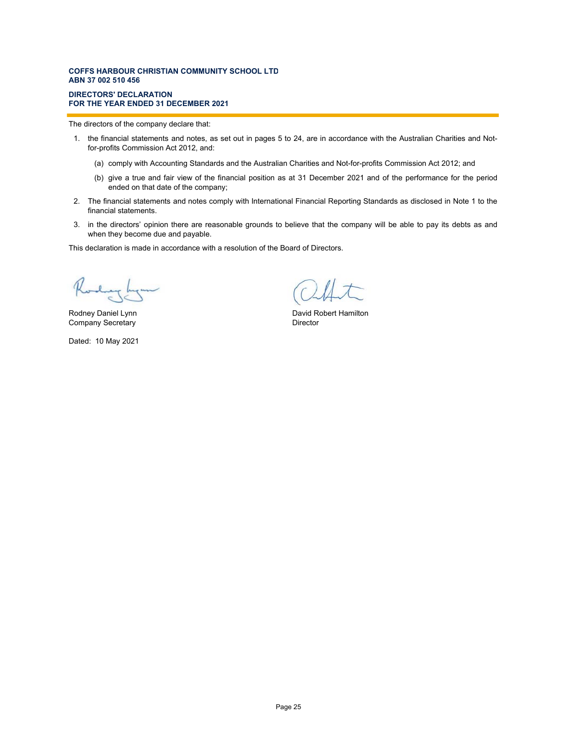**COFFS HARBOUR CHRISTIAN COMMUNITY SCHOOL LTD**
**ABN 37 002 510 456**

**DIRECTORS' DECLARATION**
**FOR THE YEAR ENDED 31 DECEMBER 2021**

The directors of the company declare that:

1. the financial statements and notes, as set out in pages 5 to 24, are in accordance with the Australian Charities and Not-for-profits Commission Act 2012, and:

   (a) comply with Accounting Standards and the Australian Charities and Not-for-profits Commission Act 2012; and

   (b) give a true and fair view of the financial position as at 31 December 2021 and of the performance for the period ended on that date of the company;

2. The financial statements and notes comply with International Financial Reporting Standards as disclosed in Note 1 to the financial statements.

3. in the directors' opinion there are reasonable grounds to believe that the company will be able to pay its debts as and when they become due and payable.

This declaration is made in accordance with a resolution of the Board of Directors.

Rodney Daniel Lynn
Company Secretary

David Robert Hamilton
Director

Dated: 10 May 2021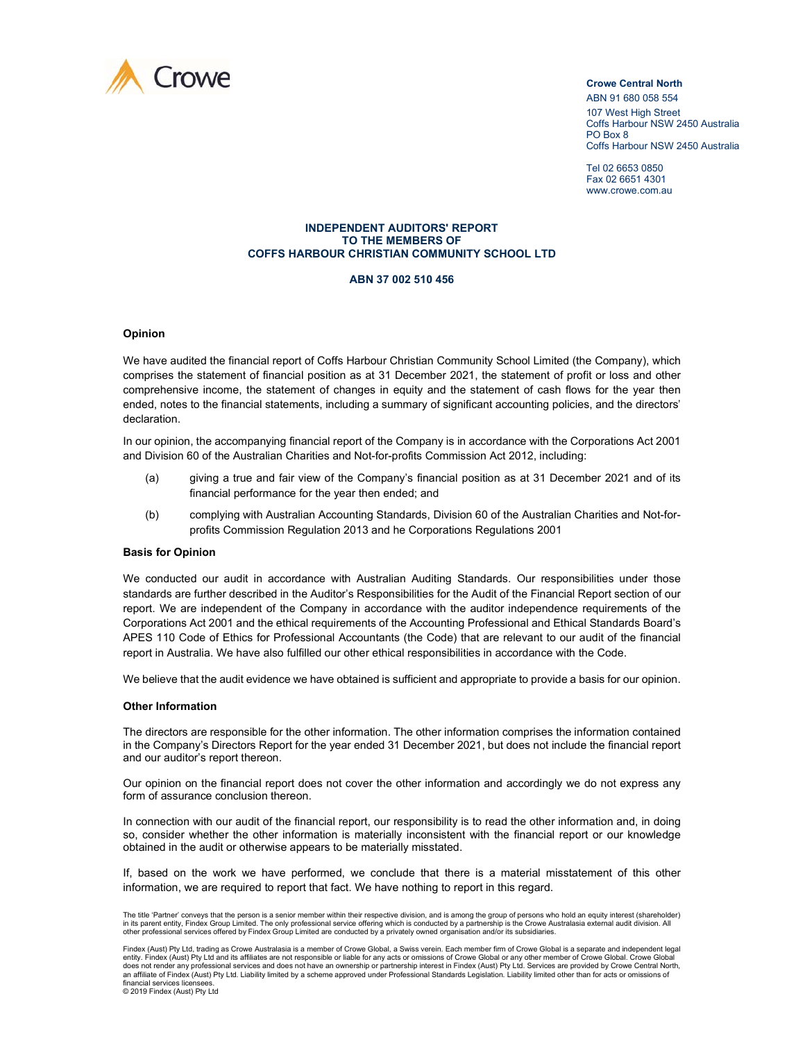Crowe

**Crowe Central North**

ABN 91 680 058 554

107 West High Street
Coffs Harbour NSW 2450 Australia
PO Box 8
Coffs Harbour NSW 2450 Australia

Tel 02 6653 0850
Fax 02 6651 4301
www.crowe.com.au

**INDEPENDENT AUDITORS' REPORT**
**TO THE MEMBERS OF**
**COFFS HARBOUR CHRISTIAN COMMUNITY SCHOOL LTD**

**ABN 37 002 510 456**

### Opinion

We have audited the financial report of Coffs Harbour Christian Community School Limited (the Company), which comprises the statement of financial position as at 31 December 2021, the statement of profit or loss and other comprehensive income, the statement of changes in equity and the statement of cash flows for the year then ended, notes to the financial statements, including a summary of significant accounting policies, and the directors' declaration.

In our opinion, the accompanying financial report of the Company is in accordance with the Corporations Act 2001 and Division 60 of the Australian Charities and Not-for-profits Commission Act 2012, including:

(a) giving a true and fair view of the Company's financial position as at 31 December 2021 and of its financial performance for the year then ended; and

(b) complying with Australian Accounting Standards, Division 60 of the Australian Charities and Not-for-profits Commission Regulation 2013 and he Corporations Regulations 2001

### Basis for Opinion

We conducted our audit in accordance with Australian Auditing Standards. Our responsibilities under those standards are further described in the Auditor's Responsibilities for the Audit of the Financial Report section of our report. We are independent of the Company in accordance with the auditor independence requirements of the Corporations Act 2001 and the ethical requirements of the Accounting Professional and Ethical Standards Board's APES 110 Code of Ethics for Professional Accountants (the Code) that are relevant to our audit of the financial report in Australia. We have also fulfilled our other ethical responsibilities in accordance with the Code.

We believe that the audit evidence we have obtained is sufficient and appropriate to provide a basis for our opinion.

### Other Information

The directors are responsible for the other information. The other information comprises the information contained in the Company's Directors Report for the year ended 31 December 2021, but does not include the financial report and our auditor's report thereon.

Our opinion on the financial report does not cover the other information and accordingly we do not express any form of assurance conclusion thereon.

In connection with our audit of the financial report, our responsibility is to read the other information and, in doing so, consider whether the other information is materially inconsistent with the financial report or our knowledge obtained in the audit or otherwise appears to be materially misstated.

If, based on the work we have performed, we conclude that there is a material misstatement of this other information, we are required to report that fact. We have nothing to report in this regard.

The title 'Partner' conveys that the person is a senior member within their respective division, and is among the group of persons who hold an equity interest (shareholder) in its parent entity, Findex Group Limited. The only professional service offering which is conducted by a partnership is the Crowe Australasia external audit division. All other professional services offered by Findex Group Limited are conducted by a privately owned organisation and/or its subsidiaries.

Findex (Aust) Pty Ltd, trading as Crowe Australasia is a member of Crowe Global, a Swiss verein. Each member firm of Crowe Global is a separate and independent legal entity. Findex (Aust) Pty Ltd and its affiliates are not responsible or liable for any acts or omissions of Crowe Global or any other member of Crowe Global. Crowe Global does not render any professional services and does not have an ownership or partnership interest in Findex (Aust) Pty Ltd. Services are provided by Crowe Central North, an affiliate of Findex (Aust) Pty Ltd. Liability limited by a scheme approved under Professional Standards Legislation. Liability limited other than for acts or omissions of financial services licensees.
© 2019 Findex (Aust) Pty Ltd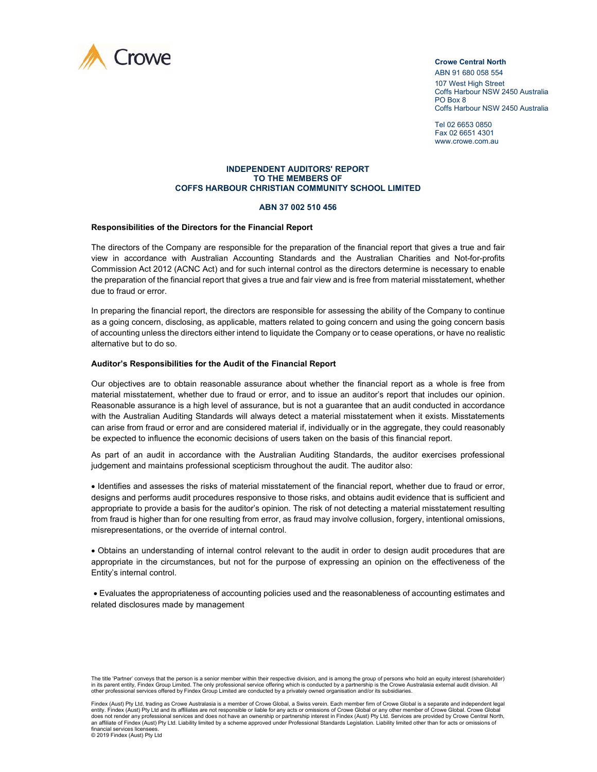Crowe Central North
ABN 91 680 058 554
107 West High Street
Coffs Harbour NSW 2450 Australia
PO Box 8
Coffs Harbour NSW 2450 Australia

Tel 02 6653 0850
Fax 02 6651 4301
www.crowe.com.au

# INDEPENDENT AUDITORS' REPORT TO THE MEMBERS OF COFFS HARBOUR CHRISTIAN COMMUNITY SCHOOL LIMITED

**ABN 37 002 510 456**

### Responsibilities of the Directors for the Financial Report

The directors of the Company are responsible for the preparation of the financial report that gives a true and fair view in accordance with Australian Accounting Standards and the Australian Charities and Not-for-profits Commission Act 2012 (ACNC Act) and for such internal control as the directors determine is necessary to enable the preparation of the financial report that gives a true and fair view and is free from material misstatement, whether due to fraud or error.

In preparing the financial report, the directors are responsible for assessing the ability of the Company to continue as a going concern, disclosing, as applicable, matters related to going concern and using the going concern basis of accounting unless the directors either intend to liquidate the Company or to cease operations, or have no realistic alternative but to do so.

### Auditor's Responsibilities for the Audit of the Financial Report

Our objectives are to obtain reasonable assurance about whether the financial report as a whole is free from material misstatement, whether due to fraud or error, and to issue an auditor's report that includes our opinion. Reasonable assurance is a high level of assurance, but is not a guarantee that an audit conducted in accordance with the Australian Auditing Standards will always detect a material misstatement when it exists. Misstatements can arise from fraud or error and are considered material if, individually or in the aggregate, they could reasonably be expected to influence the economic decisions of users taken on the basis of this financial report.

As part of an audit in accordance with the Australian Auditing Standards, the auditor exercises professional judgement and maintains professional scepticism throughout the audit. The auditor also:

- Identifies and assesses the risks of material misstatement of the financial report, whether due to fraud or error, designs and performs audit procedures responsive to those risks, and obtains audit evidence that is sufficient and appropriate to provide a basis for the auditor's opinion. The risk of not detecting a material misstatement resulting from fraud is higher than for one resulting from error, as fraud may involve collusion, forgery, intentional omissions, misrepresentations, or the override of internal control.

- Obtains an understanding of internal control relevant to the audit in order to design audit procedures that are appropriate in the circumstances, but not for the purpose of expressing an opinion on the effectiveness of the Entity's internal control.

- Evaluates the appropriateness of accounting policies used and the reasonableness of accounting estimates and related disclosures made by management

The title 'Partner' conveys that the person is a senior member within their respective division, and is among the group of persons who hold an equity interest (shareholder) in its parent entity, Findex Group Limited. The only professional service offering which is conducted by a partnership is the Crowe Australasia external audit division. All other professional services offered by Findex Group Limited are conducted by a privately owned organisation and/or its subsidiaries.

Findex (Aust) Pty Ltd, trading as Crowe Australasia is a member of Crowe Global, a Swiss verein. Each member firm of Crowe Global is a separate and independent legal entity. Findex (Aust) Pty Ltd and its affiliates are not responsible or liable for any acts or omissions of Crowe Global or any other member of Crowe Global. Crowe Global does not render any professional services and does not have an ownership or partnership interest in Findex (Aust) Pty Ltd. Services are provided by Crowe Central North, an affiliate of Findex (Aust) Pty Ltd. Liability limited by a scheme approved under Professional Standards Legislation. Liability limited other than for acts or omissions of financial services licensees.
© 2019 Findex (Aust) Pty Ltd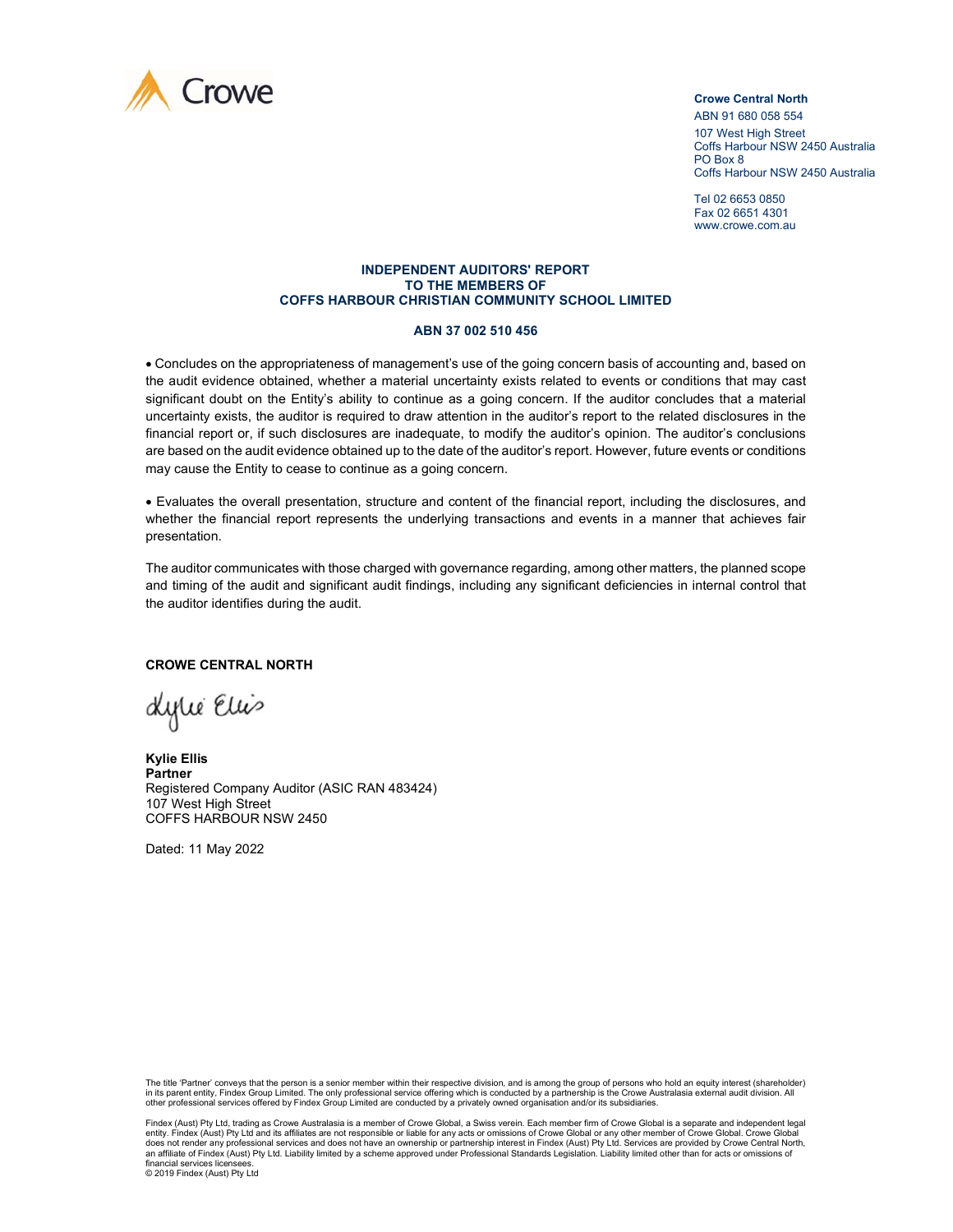**Crowe Central North**

ABN 91 680 058 554

107 West High Street
Coffs Harbour NSW 2450 Australia
PO Box 8
Coffs Harbour NSW 2450 Australia

Tel 02 6653 0850
Fax 02 6651 4301
www.crowe.com.au

## INDEPENDENT AUDITORS' REPORT TO THE MEMBERS OF COFFS HARBOUR CHRISTIAN COMMUNITY SCHOOL LIMITED

**ABN 37 002 510 456**

- Concludes on the appropriateness of management's use of the going concern basis of accounting and, based on the audit evidence obtained, whether a material uncertainty exists related to events or conditions that may cast significant doubt on the Entity's ability to continue as a going concern. If the auditor concludes that a material uncertainty exists, the auditor is required to draw attention in the auditor's report to the related disclosures in the financial report or, if such disclosures are inadequate, to modify the auditor's opinion. The auditor's conclusions are based on the audit evidence obtained up to the date of the auditor's report. However, future events or conditions may cause the Entity to cease to continue as a going concern.

- Evaluates the overall presentation, structure and content of the financial report, including the disclosures, and whether the financial report represents the underlying transactions and events in a manner that achieves fair presentation.

The auditor communicates with those charged with governance regarding, among other matters, the planned scope and timing of the audit and significant audit findings, including any significant deficiencies in internal control that the auditor identifies during the audit.

**CROWE CENTRAL NORTH**

**Kylie Ellis**
**Partner**
Registered Company Auditor (ASIC RAN 483424)
107 West High Street
COFFS HARBOUR NSW 2450

Dated: 11 May 2022

The title 'Partner' conveys that the person is a senior member within their respective division, and is among the group of persons who hold an equity interest (shareholder) in its parent entity, Findex Group Limited. The only professional service offering which is conducted by a partnership is the Crowe Australasia external audit division. All other professional services offered by Findex Group Limited are conducted by a privately owned organisation and/or its subsidiaries.

Findex (Aust) Pty Ltd, trading as Crowe Australasia is a member of Crowe Global, a Swiss verein. Each member firm of Crowe Global is a separate and independent legal entity. Findex (Aust) Pty Ltd and its affiliates are not responsible or liable for any acts or omissions of Crowe Global or any other member of Crowe Global. Crowe Global does not render any professional services and does not have an ownership or partnership interest in Findex (Aust) Pty Ltd. Services are provided by Crowe Central North, an affiliate of Findex (Aust) Pty Ltd. Liability limited by a scheme approved under Professional Standards Legislation. Liability limited other than for acts or omissions of financial services licensees.
© 2019 Findex (Aust) Pty Ltd